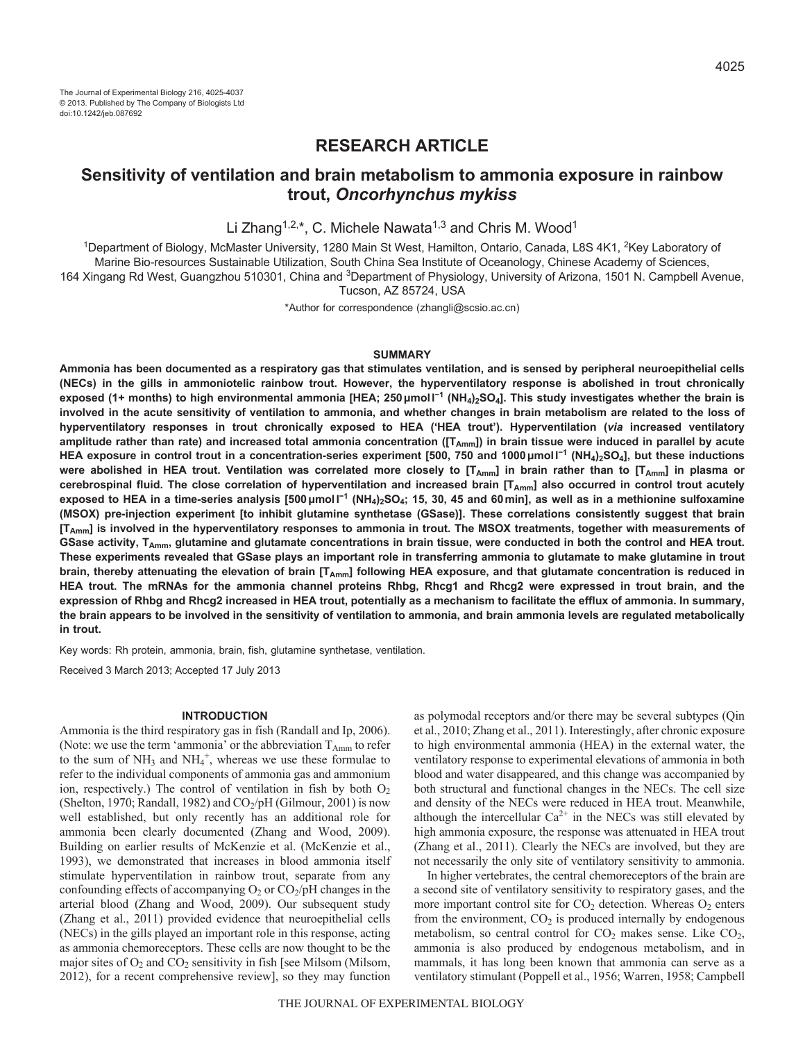The Journal of Experimental Biology 216, 4025-4037
© 2013. Published by The Company of Biologists Ltd
doi:10.1242/jeb.087692

## RESEARCH ARTICLE

# Sensitivity of ventilation and brain metabolism to ammonia exposure in rainbow trout, *Oncorhynchus mykiss*

Li Zhang[1,2,*], C. Michele Nawata[1,3] and Chris M. Wood[1]

[1]Department of Biology, McMaster University, 1280 Main St West, Hamilton, Ontario, Canada, L8S 4K1, [2]Key Laboratory of Marine Bio-resources Sustainable Utilization, South China Sea Institute of Oceanology, Chinese Academy of Sciences, 164 Xingang Rd West, Guangzhou 510301, China and [3]Department of Physiology, University of Arizona, 1501 N. Campbell Avenue, Tucson, AZ 85724, USA

*Author for correspondence (zhangli@scsio.ac.cn)

### SUMMARY

**Ammonia has been documented as a respiratory gas that stimulates ventilation, and is sensed by peripheral neuroepithelial cells (NECs) in the gills in ammoniotelic rainbow trout. However, the hyperventilatory response is abolished in trout chronically exposed (1+ months) to high environmental ammonia [HEA; 250 μmol l$^{-1}$ $(NH_4)_2SO_4$]. This study investigates whether the brain is involved in the acute sensitivity of ventilation to ammonia, and whether changes in brain metabolism are related to the loss of hyperventilatory responses in trout chronically exposed to HEA ('HEA trout'). Hyperventilation (*via* increased ventilatory amplitude rather than rate) and increased total ammonia concentration ([$T_{Amm}$]) in brain tissue were induced in parallel by acute HEA exposure in control trout in a concentration-series experiment [500, 750 and 1000 μmol l$^{-1}$ $(NH_4)_2SO_4$], but these inductions were abolished in HEA trout. Ventilation was correlated more closely to [$T_{Amm}$] in brain rather than to [$T_{Amm}$] in plasma or cerebrospinal fluid. The close correlation of hyperventilation and increased brain [$T_{Amm}$] also occurred in control trout acutely exposed to HEA in a time-series analysis [500 μmol l$^{-1}$ $(NH_4)_2SO_4$; 15, 30, 45 and 60 min], as well as in a methionine sulfoxamine (MSOX) pre-injection experiment [to inhibit glutamine synthetase (GSase)]. These correlations consistently suggest that brain [$T_{Amm}$] is involved in the hyperventilatory responses to ammonia in trout. The MSOX treatments, together with measurements of GSase activity, $T_{Amm}$, glutamine and glutamate concentrations in brain tissue, were conducted in both the control and HEA trout. These experiments revealed that GSase plays an important role in transferring ammonia to glutamate to make glutamine in trout brain, thereby attenuating the elevation of brain [$T_{Amm}$] following HEA exposure, and that glutamate concentration is reduced in HEA trout. The mRNAs for the ammonia channel proteins Rhbg, Rhcg1 and Rhcg2 were expressed in trout brain, and the expression of Rhbg and Rhcg2 increased in HEA trout, potentially as a mechanism to facilitate the efflux of ammonia. In summary, the brain appears to be involved in the sensitivity of ventilation to ammonia, and brain ammonia levels are regulated metabolically in trout.**

Key words: Rh protein, ammonia, brain, fish, glutamine synthetase, ventilation.

Received 3 March 2013; Accepted 17 July 2013

### INTRODUCTION

Ammonia is the third respiratory gas in fish (Randall and Ip, 2006). (Note: we use the term 'ammonia' or the abbreviation $T_{Amm}$ to refer to the sum of $NH_3$ and $NH_4^+$, whereas we use these formulae to refer to the individual components of ammonia gas and ammonium ion, respectively.) The control of ventilation in fish by both $O_2$ (Shelton, 1970; Randall, 1982) and $CO_2$/pH (Gilmour, 2001) is now well established, but only recently has an additional role for ammonia been clearly documented (Zhang and Wood, 2009). Building on earlier results of McKenzie et al. (McKenzie et al., 1993), we demonstrated that increases in blood ammonia itself stimulate hyperventilation in rainbow trout, separate from any confounding effects of accompanying $O_2$ or $CO_2$/pH changes in the arterial blood (Zhang and Wood, 2009). Our subsequent study (Zhang et al., 2011) provided evidence that neuroepithelial cells (NECs) in the gills played an important role in this response, acting as ammonia chemoreceptors. These cells are now thought to be the major sites of $O_2$ and $CO_2$ sensitivity in fish [see Milsom (Milsom, 2012), for a recent comprehensive review], so they may function as polymodal receptors and/or there may be several subtypes (Qin et al., 2010; Zhang et al., 2011). Interestingly, after chronic exposure to high environmental ammonia (HEA) in the external water, the ventilatory response to experimental elevations of ammonia in both blood and water disappeared, and this change was accompanied by both structural and functional changes in the NECs. The cell size and density of the NECs were reduced in HEA trout. Meanwhile, although the intercellular $Ca^{2+}$ in the NECs was still elevated by high ammonia exposure, the response was attenuated in HEA trout (Zhang et al., 2011). Clearly the NECs are involved, but they are not necessarily the only site of ventilatory sensitivity to ammonia.

In higher vertebrates, the central chemoreceptors of the brain are a second site of ventilatory sensitivity to respiratory gases, and the more important control site for $CO_2$ detection. Whereas $O_2$ enters from the environment, $CO_2$ is produced internally by endogenous metabolism, so central control for $CO_2$ makes sense. Like $CO_2$, ammonia is also produced by endogenous metabolism, and in mammals, it has long been known that ammonia can serve as a ventilatory stimulant (Poppell et al., 1956; Warren, 1958; Campbell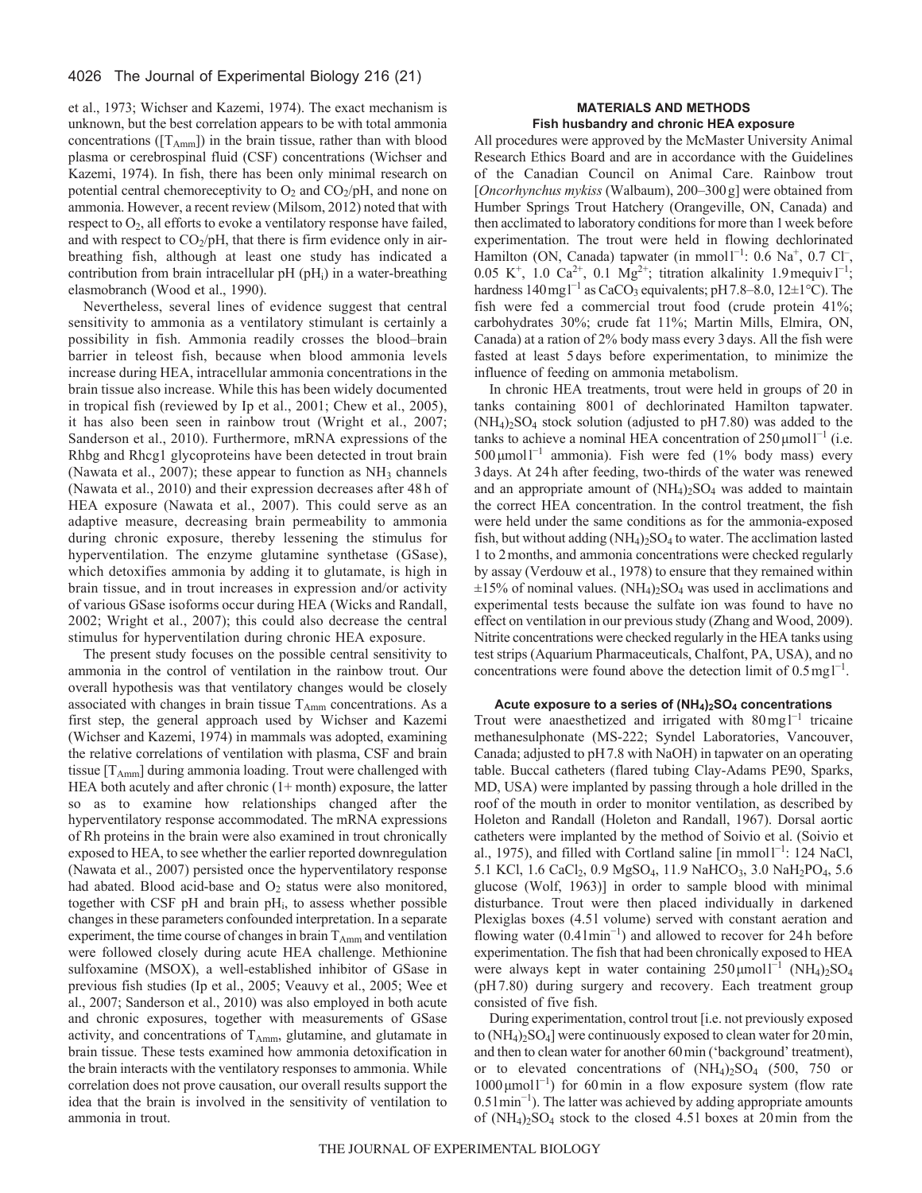et al., 1973; Wichser and Kazemi, 1974). The exact mechanism is unknown, but the best correlation appears to be with total ammonia concentrations ([$T_{Amm}$]) in the brain tissue, rather than with blood plasma or cerebrospinal fluid (CSF) concentrations (Wichser and Kazemi, 1974). In fish, there has been only minimal research on potential central chemoreceptivity to $O_2$ and $CO_2$/pH, and none on ammonia. However, a recent review (Milsom, 2012) noted that with respect to $O_2$, all efforts to evoke a ventilatory response have failed, and with respect to $CO_2$/pH, that there is firm evidence only in air-breathing fish, although at least one study has indicated a contribution from brain intracellular pH ($pH_i$) in a water-breathing elasmobranch (Wood et al., 1990).

Nevertheless, several lines of evidence suggest that central sensitivity to ammonia as a ventilatory stimulant is certainly a possibility in fish. Ammonia readily crosses the blood–brain barrier in teleost fish, because when blood ammonia levels increase during HEA, intracellular ammonia concentrations in the brain tissue also increase. While this has been widely documented in tropical fish (reviewed by Ip et al., 2001; Chew et al., 2005), it has also been seen in rainbow trout (Wright et al., 2007; Sanderson et al., 2010). Furthermore, mRNA expressions of the Rhbg and Rhcg1 glycoproteins have been detected in trout brain (Nawata et al., 2007); these appear to function as $NH_3$ channels (Nawata et al., 2010) and their expression decreases after 48 h of HEA exposure (Nawata et al., 2007). This could serve as an adaptive measure, decreasing brain permeability to ammonia during chronic exposure, thereby lessening the stimulus for hyperventilation. The enzyme glutamine synthetase (GSase), which detoxifies ammonia by adding it to glutamate, is high in brain tissue, and in trout increases in expression and/or activity of various GSase isoforms occur during HEA (Wicks and Randall, 2002; Wright et al., 2007); this could also decrease the central stimulus for hyperventilation during chronic HEA exposure.

The present study focuses on the possible central sensitivity to ammonia in the control of ventilation in the rainbow trout. Our overall hypothesis was that ventilatory changes would be closely associated with changes in brain tissue $T_{Amm}$ concentrations. As a first step, the general approach used by Wichser and Kazemi (Wichser and Kazemi, 1974) in mammals was adopted, examining the relative correlations of ventilation with plasma, CSF and brain tissue [$T_{Amm}$] during ammonia loading. Trout were challenged with HEA both acutely and after chronic (1+ month) exposure, the latter so as to examine how relationships changed after the hyperventilatory response accommodated. The mRNA expressions of Rh proteins in the brain were also examined in trout chronically exposed to HEA, to see whether the earlier reported downregulation (Nawata et al., 2007) persisted once the hyperventilatory response had abated. Blood acid-base and $O_2$ status were also monitored, together with CSF pH and brain $pH_i$, to assess whether possible changes in these parameters confounded interpretation. In a separate experiment, the time course of changes in brain $T_{Amm}$ and ventilation were followed closely during acute HEA challenge. Methionine sulfoxamine (MSOX), a well-established inhibitor of GSase in previous fish studies (Ip et al., 2005; Veauvy et al., 2005; Wee et al., 2007; Sanderson et al., 2010) was also employed in both acute and chronic exposures, together with measurements of GSase activity, and concentrations of $T_{Amm}$, glutamine, and glutamate in brain tissue. These tests examined how ammonia detoxification in the brain interacts with the ventilatory responses to ammonia. While correlation does not prove causation, our overall results support the idea that the brain is involved in the sensitivity of ventilation to ammonia in trout.

## MATERIALS AND METHODS

### Fish husbandry and chronic HEA exposure

All procedures were approved by the McMaster University Animal Research Ethics Board and are in accordance with the Guidelines of the Canadian Council on Animal Care. Rainbow trout [*Oncorhynchus mykiss* (Walbaum), 200–300 g] were obtained from Humber Springs Trout Hatchery (Orangeville, ON, Canada) and then acclimated to laboratory conditions for more than 1 week before experimentation. The trout were held in flowing dechlorinated Hamilton (ON, Canada) tapwater (in $\text{mmol l}^{-1}$: 0.6 $Na^+$, 0.7 $Cl^-$, 0.05 $K^+$, 1.0 $Ca^{2+}$, 0.1 $Mg^{2+}$; titration alkalinity 1.9 $\text{mequiv l}^{-1}$; hardness 140 $\text{mg l}^{-1}$ as $CaCO_3$ equivalents; pH 7.8–8.0, 12±1°C). The fish were fed a commercial trout food (crude protein 41%; carbohydrates 30%; crude fat 11%; Martin Mills, Elmira, ON, Canada) at a ration of 2% body mass every 3 days. All the fish were fasted at least 5 days before experimentation, to minimize the influence of feeding on ammonia metabolism.

In chronic HEA treatments, trout were held in groups of 20 in tanks containing 800 l of dechlorinated Hamilton tapwater. $(NH_4)_2SO_4$ stock solution (adjusted to pH 7.80) was added to the tanks to achieve a nominal HEA concentration of 250 $\mu\text{mol l}^{-1}$ (i.e. 500 $\mu\text{mol l}^{-1}$ ammonia). Fish were fed (1% body mass) every 3 days. At 24 h after feeding, two-thirds of the water was renewed and an appropriate amount of $(NH_4)_2SO_4$ was added to maintain the correct HEA concentration. In the control treatment, the fish were held under the same conditions as for the ammonia-exposed fish, but without adding $(NH_4)_2SO_4$ to water. The acclimation lasted 1 to 2 months, and ammonia concentrations were checked regularly by assay (Verdouw et al., 1978) to ensure that they remained within ±15% of nominal values. $(NH_4)_2SO_4$ was used in acclimations and experimental tests because the sulfate ion was found to have no effect on ventilation in our previous study (Zhang and Wood, 2009). Nitrite concentrations were checked regularly in the HEA tanks using test strips (Aquarium Pharmaceuticals, Chalfont, PA, USA), and no concentrations were found above the detection limit of 0.5 $\text{mg l}^{-1}$.

### Acute exposure to a series of $(NH_4)_2SO_4$ concentrations

Trout were anaesthetized and irrigated with 80 $\text{mg l}^{-1}$ tricaine methanesulphonate (MS-222; Syndel Laboratories, Vancouver, Canada; adjusted to pH 7.8 with NaOH) in tapwater on an operating table. Buccal catheters (flared tubing Clay-Adams PE90, Sparks, MD, USA) were implanted by passing through a hole drilled in the roof of the mouth in order to monitor ventilation, as described by Holeton and Randall (Holeton and Randall, 1967). Dorsal aortic catheters were implanted by the method of Soivio et al. (Soivio et al., 1975), and filled with Cortland saline [in $\text{mmol l}^{-1}$: 124 NaCl, 5.1 KCl, 1.6 $CaCl_2$, 0.9 $MgSO_4$, 11.9 $NaHCO_3$, 3.0 $NaH_2PO_4$, 5.6 glucose (Wolf, 1963)] in order to sample blood with minimal disturbance. Trout were then placed individually in darkened Plexiglas boxes (4.5 l volume) served with constant aeration and flowing water (0.4 $\text{l min}^{-1}$) and allowed to recover for 24 h before experimentation. The fish that had been chronically exposed to HEA were always kept in water containing 250 $\mu\text{mol l}^{-1}$ $(NH_4)_2SO_4$ (pH 7.80) during surgery and recovery. Each treatment group consisted of five fish.

During experimentation, control trout [i.e. not previously exposed to $(NH_4)_2SO_4$] were continuously exposed to clean water for 20 min, and then to clean water for another 60 min ('background' treatment), or to elevated concentrations of $(NH_4)_2SO_4$ (500, 750 or 1000 $\mu\text{mol l}^{-1}$) for 60 min in a flow exposure system (flow rate 0.5 $\text{l min}^{-1}$). The latter was achieved by adding appropriate amounts of $(NH_4)_2SO_4$ stock to the closed 4.5 l boxes at 20 min from the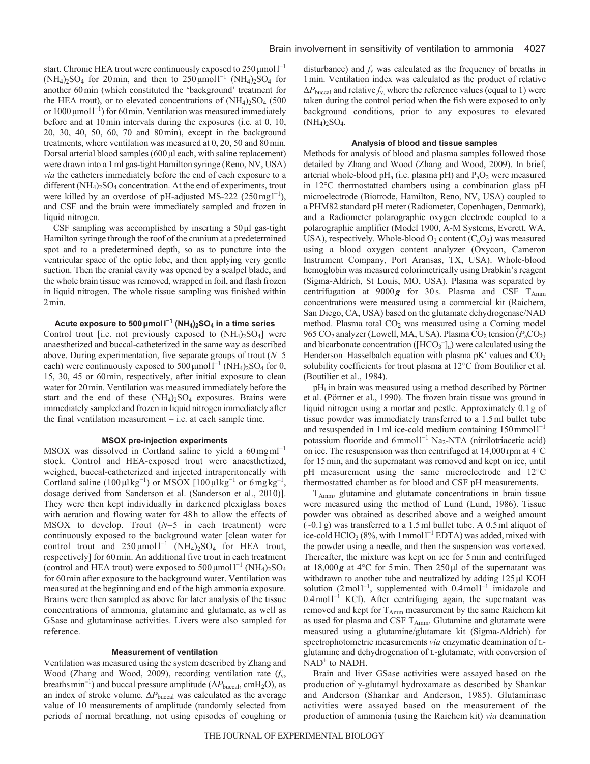start. Chronic HEA trout were continuously exposed to $250\,\mu mol\,l^{-1}$ $(NH_4)_2SO_4$ for 20 min, and then to $250\,\mu mol\,l^{-1}$ $(NH_4)_2SO_4$ for another 60 min (which constituted the 'background' treatment for the HEA trout), or to elevated concentrations of $(NH_4)_2SO_4$ (500 or $1000\,\mu mol\,l^{-1}$) for 60 min. Ventilation was measured immediately before and at 10 min intervals during the exposures (i.e. at 0, 10, 20, 30, 40, 50, 60, 70 and 80 min), except in the background treatments, where ventilation was measured at 0, 20, 50 and 80 min. Dorsal arterial blood samples (600 µl each, with saline replacement) were drawn into a 1 ml gas-tight Hamilton syringe (Reno, NV, USA) *via* the catheters immediately before the end of each exposure to a different $(NH_4)_2SO_4$ concentration. At the end of experiments, trout were killed by an overdose of pH-adjusted MS-222 ($250\,mg\,l^{-1}$), and CSF and the brain were immediately sampled and frozen in liquid nitrogen.

CSF sampling was accomplished by inserting a 50 µl gas-tight Hamilton syringe through the roof of the cranium at a predetermined spot and to a predetermined depth, so as to puncture into the ventricular space of the optic lobe, and then applying very gentle suction. Then the cranial cavity was opened by a scalpel blade, and the whole brain tissue was removed, wrapped in foil, and flash frozen in liquid nitrogen. The whole tissue sampling was finished within 2 min.

### Acute exposure to $500\,\mu mol\,l^{-1}$ $(NH_4)_2SO_4$ in a time series

Control trout [i.e. not previously exposed to $(NH_4)_2SO_4$] were anaesthetized and buccal-catheterized in the same way as described above. During experimentation, five separate groups of trout ($N$=5 each) were continuously exposed to $500\,\mu mol\,l^{-1}$ $(NH_4)_2SO_4$ for 0, 15, 30, 45 or 60 min, respectively, after initial exposure to clean water for 20 min. Ventilation was measured immediately before the start and the end of these $(NH_4)_2SO_4$ exposures. Brains were immediately sampled and frozen in liquid nitrogen immediately after the final ventilation measurement – i.e. at each sample time.

### MSOX pre-injection experiments

MSOX was dissolved in Cortland saline to yield a $60\,mg\,ml^{-1}$ stock. Control and HEA-exposed trout were anaesthetized, weighed, buccal-catheterized and injected intraperitoneally with Cortland saline ($100\,\mu l\,kg^{-1}$) or MSOX [$100\,\mu l\,kg^{-1}$ or $6\,mg\,kg^{-1}$, dosage derived from Sanderson et al. (Sanderson et al., 2010)]. They were then kept individually in darkened plexiglass boxes with aeration and flowing water for 48 h to allow the effects of MSOX to develop. Trout ($N$=5 in each treatment) were continuously exposed to the background water [clean water for control trout and $250\,\mu mol\,l^{-1}$ $(NH_4)_2SO_4$ for HEA trout, respectively] for 60 min. An additional five trout in each treatment (control and HEA trout) were exposed to $500\,\mu mol\,l^{-1}$ $(NH_4)_2SO_4$ for 60 min after exposure to the background water. Ventilation was measured at the beginning and end of the high ammonia exposure. Brains were then sampled as above for later analysis of the tissue concentrations of ammonia, glutamine and glutamate, as well as GSase and glutaminase activities. Livers were also sampled for reference.

### Measurement of ventilation

Ventilation was measured using the system described by Zhang and Wood (Zhang and Wood, 2009), recording ventilation rate ($f_v$, breaths $min^{-1}$) and buccal pressure amplitude ($\Delta P_{buccal}$, $cmH_2O$), as an index of stroke volume. $\Delta P_{buccal}$ was calculated as the average value of 10 measurements of amplitude (randomly selected from periods of normal breathing, not using episodes of coughing or disturbance) and $f_v$ was calculated as the frequency of breaths in 1 min. Ventilation index was calculated as the product of relative $\Delta P_{buccal}$ and relative $f_v$, where the reference values (equal to 1) were taken during the control period when the fish were exposed to only background conditions, prior to any exposures to elevated $(NH_4)_2SO_4$.

### Analysis of blood and tissue samples

Methods for analysis of blood and plasma samples followed those detailed by Zhang and Wood (Zhang and Wood, 2009). In brief, arterial whole-blood $pH_a$ (i.e. plasma pH) and $P_aO_2$ were measured in 12°C thermostatted chambers using a combination glass pH microelectrode (Biotrode, Hamilton, Reno, NV, USA) coupled to a PHM82 standard pH meter (Radiometer, Copenhagen, Denmark), and a Radiometer polarographic oxygen electrode coupled to a polarographic amplifier (Model 1900, A-M Systems, Everett, WA, USA), respectively. Whole-blood $O_2$ content ($C_aO_2$) was measured using a blood oxygen content analyzer (Oxycon, Cameron Instrument Company, Port Aransas, TX, USA). Whole-blood hemoglobin was measured colorimetrically using Drabkin's reagent (Sigma-Aldrich, St Louis, MO, USA). Plasma was separated by centrifugation at 9000 $g$ for 30 s. Plasma and CSF $T_{Amm}$ concentrations were measured using a commercial kit (Raichem, San Diego, CA, USA) based on the glutamate dehydrogenase/NAD method. Plasma total $CO_2$ was measured using a Corning model 965 $CO_2$ analyzer (Lowell, MA, USA). Plasma $CO_2$ tension ($P_aCO_2$) and bicarbonate concentration ($[HCO_3^-]_a$) were calculated using the Henderson–Hasselbalch equation with plasma pK′ values and $CO_2$ solubility coefficients for trout plasma at 12°C from Boutilier et al. (Boutilier et al., 1984).

$pH_i$ in brain was measured using a method described by Pörtner et al. (Pörtner et al., 1990). The frozen brain tissue was ground in liquid nitrogen using a mortar and pestle. Approximately 0.1 g of tissue powder was immediately transferred to a 1.5 ml bullet tube and resuspended in 1 ml ice-cold medium containing $150\,mmol\,l^{-1}$ potassium fluoride and $6\,mmol\,l^{-1}$ $Na_2$-NTA (nitrilotriacetic acid) on ice. The resuspension was then centrifuged at 14,000 rpm at 4°C for 15 min, and the supernatant was removed and kept on ice, until pH measurement using the same microelectrode and 12°C thermostatted chamber as for blood and CSF pH measurements.

$T_{Amm}$, glutamine and glutamate concentrations in brain tissue were measured using the method of Lund (Lund, 1986). Tissue powder was obtained as described above and a weighed amount (~0.1 g) was transferred to a 1.5 ml bullet tube. A 0.5 ml aliquot of ice-cold $HClO_3$ (8%, with $1\,mmol\,l^{-1}$ EDTA) was added, mixed with the powder using a needle, and then the suspension was vortexed. Thereafter, the mixture was kept on ice for 5 min and centrifuged at 18,000 $g$ at 4°C for 5 min. Then 250 µl of the supernatant was withdrawn to another tube and neutralized by adding 125 µl KOH solution ($2\,mol\,l^{-1}$, supplemented with $0.4\,mol\,l^{-1}$ imidazole and $0.4\,mol\,l^{-1}$ KCl). After centrifuging again, the supernatant was removed and kept for $T_{Amm}$ measurement by the same Raichem kit as used for plasma and CSF $T_{Amm}$. Glutamine and glutamate were measured using a glutamine/glutamate kit (Sigma-Aldrich) for spectrophotometric measurements *via* enzymatic deamination of L-glutamine and dehydrogenation of L-glutamate, with conversion of $NAD^+$ to NADH.

Brain and liver GSase activities were assayed based on the production of γ-glutamyl hydroxamate as described by Shankar and Anderson (Shankar and Anderson, 1985). Glutaminase activities were assayed based on the measurement of the production of ammonia (using the Raichem kit) *via* deamination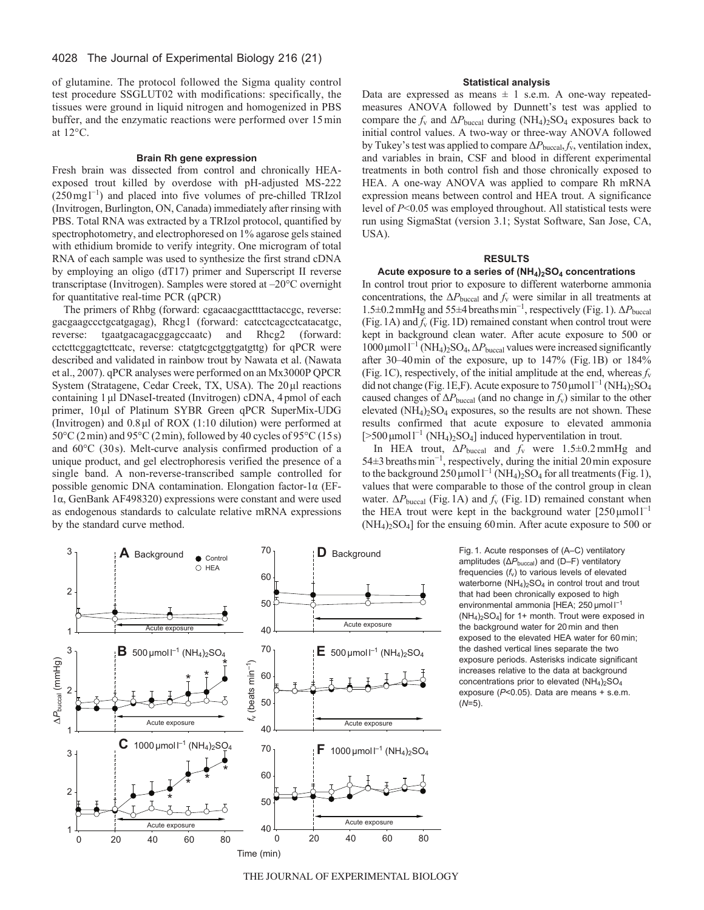of glutamine. The protocol followed the Sigma quality control test procedure SSGLUT02 with modifications: specifically, the tissues were ground in liquid nitrogen and homogenized in PBS buffer, and the enzymatic reactions were performed over 15 min at 12°C.

### Brain Rh gene expression

Fresh brain was dissected from control and chronically HEA-exposed trout killed by overdose with pH-adjusted MS-222 ($250\,mg\,l^{-1}$) and placed into five volumes of pre-chilled TRIzol (Invitrogen, Burlington, ON, Canada) immediately after rinsing with PBS. Total RNA was extracted by a TRIzol protocol, quantified by spectrophotometry, and electrophoresed on 1% agarose gels stained with ethidium bromide to verify integrity. One microgram of total RNA of each sample was used to synthesize the first strand cDNA by employing an oligo (dT17) primer and Superscript II reverse transcriptase (Invitrogen). Samples were stored at –20°C overnight for quantitative real-time PCR (qPCR)

The primers of Rhbg (forward: cgacaacgacttttactaccgc, reverse: gacgaagccctgcatgagag), Rhcg1 (forward: catcctcagcctcatacatgc, reverse: tgaatgacagacggagccaatc) and Rhcg2 (forward: cctcttcggagtcttcatc, reverse: ctatgtcgctggtgatgttg) for qPCR were described and validated in rainbow trout by Nawata et al. (Nawata et al., 2007). qPCR analyses were performed on an Mx3000P QPCR System (Stratagene, Cedar Creek, TX, USA). The 20 µl reactions containing 1 µl DNaseI-treated (Invitrogen) cDNA, 4 pmol of each primer, 10 µl of Platinum SYBR Green qPCR SuperMix-UDG (Invitrogen) and 0.8 µl of ROX (1:10 dilution) were performed at 50°C (2 min) and 95°C (2 min), followed by 40 cycles of 95°C (15 s) and 60°C (30 s). Melt-curve analysis confirmed production of a unique product, and gel electrophoresis verified the presence of a single band. A non-reverse-transcribed sample controlled for possible genomic DNA contamination. Elongation factor-1α (EF-1α, GenBank AF498320) expressions were constant and were used as endogenous standards to calculate relative mRNA expressions by the standard curve method.

### Statistical analysis

Data are expressed as means ± 1 s.e.m. A one-way repeated-measures ANOVA followed by Dunnett's test was applied to compare the $f_v$ and $\Delta P_{buccal}$ during $(NH_4)_2SO_4$ exposures back to initial control values. A two-way or three-way ANOVA followed by Tukey's test was applied to compare $\Delta P_{buccal}$, $f_v$, ventilation index, and variables in brain, CSF and blood in different experimental treatments in both control fish and those chronically exposed to HEA. A one-way ANOVA was applied to compare Rh mRNA expression means between control and HEA trout. A significance level of $P<0.05$ was employed throughout. All statistical tests were run using SigmaStat (version 3.1; Systat Software, San Jose, CA, USA).

## RESULTS

### Acute exposure to a series of $(NH_4)_2SO_4$ concentrations

In control trout prior to exposure to different waterborne ammonia concentrations, the $\Delta P_{buccal}$ and $f_v$ were similar in all treatments at 1.5±0.2 mmHg and 55±4 breaths $min^{-1}$, respectively (Fig. 1). $\Delta P_{buccal}$ (Fig. 1A) and $f_v$ (Fig. 1D) remained constant when control trout were kept in background clean water. After acute exposure to 500 or $1000\,\mu mol\,l^{-1}$ $(NH_4)_2SO_4$, $\Delta P_{buccal}$ values were increased significantly after 30–40 min of the exposure, up to 147% (Fig. 1B) or 184% (Fig. 1C), respectively, of the initial amplitude at the end, whereas $f_v$ did not change (Fig. 1E,F). Acute exposure to $750\,\mu mol\,l^{-1}$ $(NH_4)_2SO_4$ caused changes of $\Delta P_{buccal}$ (and no change in $f_v$) similar to the other elevated $(NH_4)_2SO_4$ exposures, so the results are not shown. These results confirmed that acute exposure to elevated ammonia [$>500\,\mu mol\,l^{-1}$ $(NH_4)_2SO_4$] induced hyperventilation in trout.

In HEA trout, $\Delta P_{buccal}$ and $f_v$ were 1.5±0.2 mmHg and 54±3 breaths $min^{-1}$, respectively, during the initial 20 min exposure to the background $250\,\mu mol\,l^{-1}$ $(NH_4)_2SO_4$ for all treatments (Fig. 1), values that were comparable to those of the control group in clean water. $\Delta P_{buccal}$ (Fig. 1A) and $f_v$ (Fig. 1D) remained constant when the HEA trout were kept in the background water [$250\,\mu mol\,l^{-1}$ $(NH_4)_2SO_4$] for the ensuing 60 min. After acute exposure to 500 or

Fig. 1. Acute responses of (A–C) ventilatory amplitudes ($\Delta P_{buccal}$) and (D–F) ventilatory frequencies ($f_v$) to various levels of elevated waterborne $(NH_4)_2SO_4$ in control trout and trout that had been chronically exposed to high environmental ammonia [HEA; $250\,\mu mol\,l^{-1}$ $(NH_4)_2SO_4$] for 1+ month. Trout were exposed in the background water for 20 min and then exposed to the elevated HEA water for 60 min; the dashed vertical lines separate the two exposure periods. Asterisks indicate significant increases relative to the data at background concentrations prior to elevated $(NH_4)_2SO_4$ exposure ($P<0.05$). Data are means + s.e.m. ($N$=5).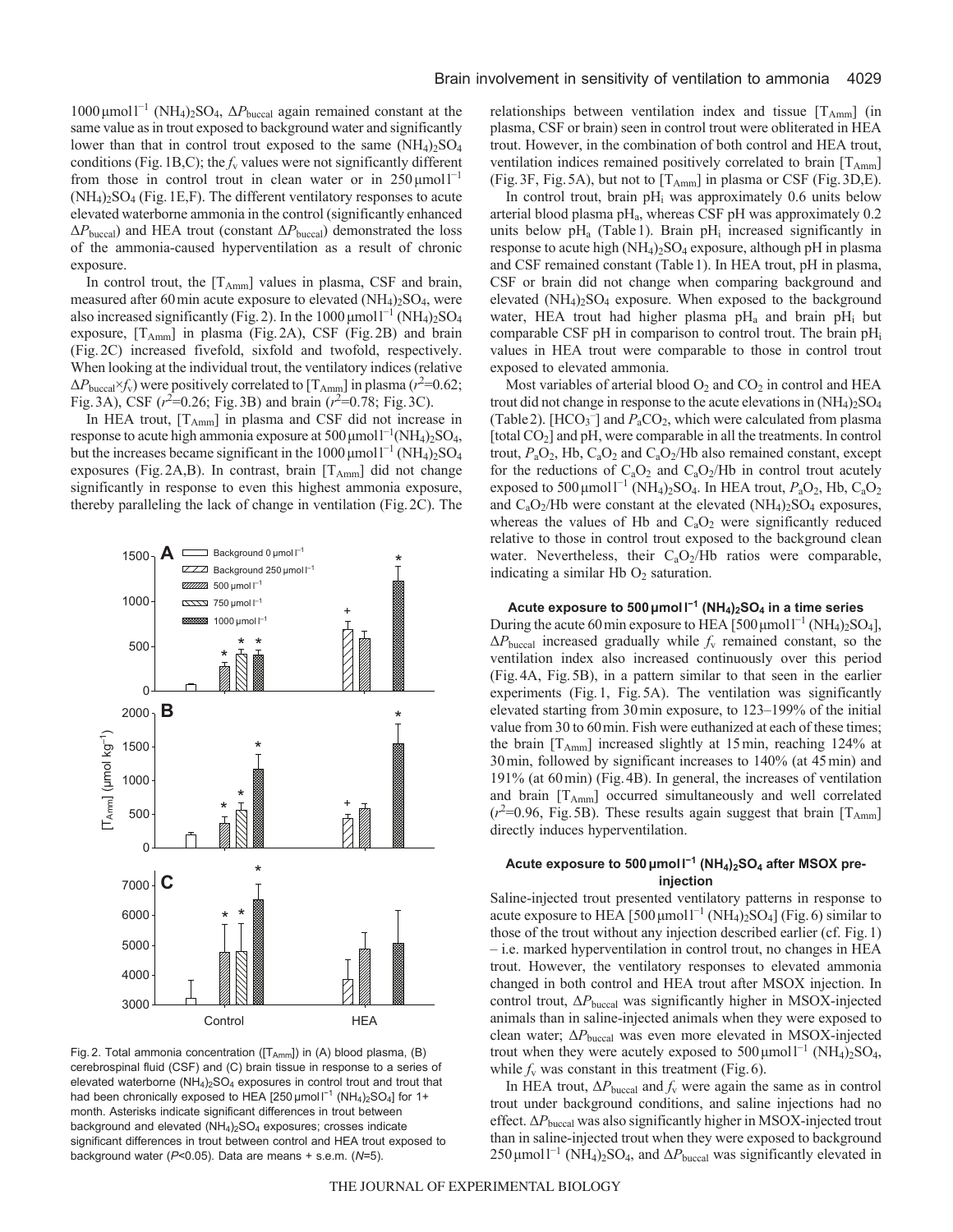1000 μmol l$^{-1}$ $(NH_4)_2SO_4$, $\Delta P_{buccal}$ again remained constant at the same value as in trout exposed to background water and significantly lower than that in control trout exposed to the same $(NH_4)_2SO_4$ conditions (Fig. 1B,C); the $f_v$ values were not significantly different from those in control trout in clean water or in 250 μmol l$^{-1}$ $(NH_4)_2SO_4$ (Fig. 1E,F). The different ventilatory responses to acute elevated waterborne ammonia in the control (significantly enhanced $\Delta P_{buccal}$) and HEA trout (constant $\Delta P_{buccal}$) demonstrated the loss of the ammonia-caused hyperventilation as a result of chronic exposure.

In control trout, the [$T_{Amm}$] values in plasma, CSF and brain, measured after 60 min acute exposure to elevated $(NH_4)_2SO_4$, were also increased significantly (Fig. 2). In the 1000 μmol l$^{-1}$ $(NH_4)_2SO_4$ exposure, [$T_{Amm}$] in plasma (Fig. 2A), CSF (Fig. 2B) and brain (Fig. 2C) increased fivefold, sixfold and twofold, respectively. When looking at the individual trout, the ventilatory indices (relative $\Delta P_{buccal}\times f_v$) were positively correlated to [$T_{Amm}$] in plasma ($r^2$=0.62; Fig. 3A), CSF ($r^2$=0.26; Fig. 3B) and brain ($r^2$=0.78; Fig. 3C).

In HEA trout, [$T_{Amm}$] in plasma and CSF did not increase in response to acute high ammonia exposure at 500 μmol l$^{-1}$$(NH_4)_2SO_4$, but the increases became significant in the 1000 μmol l$^{-1}$ $(NH_4)_2SO_4$ exposures (Fig. 2A,B). In contrast, brain [$T_{Amm}$] did not change significantly in response to even this highest ammonia exposure, thereby paralleling the lack of change in ventilation (Fig. 2C). The relationships between ventilation index and tissue [$T_{Amm}$] (in plasma, CSF or brain) seen in control trout were obliterated in HEA trout. However, in the combination of both control and HEA trout, ventilation indices remained positively correlated to brain [$T_{Amm}$] (Fig. 3F, Fig. 5A), but not to [$T_{Amm}$] in plasma or CSF (Fig. 3D,E).

In control trout, brain $pH_i$ was approximately 0.6 units below arterial blood plasma $pH_a$, whereas CSF pH was approximately 0.2 units below $pH_a$ (Table 1). Brain $pH_i$ increased significantly in response to acute high $(NH_4)_2SO_4$ exposure, although pH in plasma and CSF remained constant (Table 1). In HEA trout, pH in plasma, CSF or brain did not change when comparing background and elevated $(NH_4)_2SO_4$ exposure. When exposed to the background water, HEA trout had higher plasma $pH_a$ and brain $pH_i$ but comparable CSF pH in comparison to control trout. The brain $pH_i$ values in HEA trout were comparable to those in control trout exposed to elevated ammonia.

Most variables of arterial blood $O_2$ and $CO_2$ in control and HEA trout did not change in response to the acute elevations in $(NH_4)_2SO_4$ (Table 2). [$HCO_3^-$] and $P_aCO_2$, which were calculated from plasma [total $CO_2$] and pH, were comparable in all the treatments. In control trout, $P_aO_2$, Hb, $C_aO_2$ and $C_aO_2$/Hb also remained constant, except for the reductions of $C_aO_2$ and $C_aO_2$/Hb in control trout acutely exposed to 500 μmol l$^{-1}$ $(NH_4)_2SO_4$. In HEA trout, $P_aO_2$, Hb, $C_aO_2$ and $C_aO_2$/Hb were constant at the elevated $(NH_4)_2SO_4$ exposures, whereas the values of Hb and $C_aO_2$ were significantly reduced relative to those in control trout exposed to the background clean water. Nevertheless, their $C_aO_2$/Hb ratios were comparable, indicating a similar Hb $O_2$ saturation.

#### Acute exposure to 500 μmol l$^{-1}$ $(NH_4)_2SO_4$ in a time series

During the acute 60 min exposure to HEA [500 μmol l$^{-1}$ $(NH_4)_2SO_4$], $\Delta P_{buccal}$ increased gradually while $f_v$ remained constant, so the ventilation index also increased continuously over this period (Fig. 4A, Fig. 5B), in a pattern similar to that seen in the earlier experiments (Fig. 1, Fig. 5A). The ventilation was significantly elevated starting from 30 min exposure, to 123–199% of the initial value from 30 to 60 min. Fish were euthanized at each of these times; the brain [$T_{Amm}$] increased slightly at 15 min, reaching 124% at 30 min, followed by significant increases to 140% (at 45 min) and 191% (at 60 min) (Fig. 4B). In general, the increases of ventilation and brain [$T_{Amm}$] occurred simultaneously and well correlated ($r^2$=0.96, Fig. 5B). These results again suggest that brain [$T_{Amm}$] directly induces hyperventilation.

#### Acute exposure to 500 μmol l$^{-1}$ $(NH_4)_2SO_4$ after MSOX pre-injection

Saline-injected trout presented ventilatory patterns in response to acute exposure to HEA [500 μmol l$^{-1}$ $(NH_4)_2SO_4$] (Fig. 6) similar to those of the trout without any injection described earlier (cf. Fig. 1) – i.e. marked hyperventilation in control trout, no changes in HEA trout. However, the ventilatory responses to elevated ammonia changed in both control and HEA trout after MSOX injection. In control trout, $\Delta P_{buccal}$ was significantly higher in MSOX-injected animals than in saline-injected animals when they were exposed to clean water; $\Delta P_{buccal}$ was even more elevated in MSOX-injected trout when they were acutely exposed to 500 μmol l$^{-1}$ $(NH_4)_2SO_4$, while $f_v$ was constant in this treatment (Fig. 6).

In HEA trout, $\Delta P_{buccal}$ and $f_v$ were again the same as in control trout under background conditions, and saline injections had no effect. $\Delta P_{buccal}$ was also significantly higher in MSOX-injected trout than in saline-injected trout when they were exposed to background 250 μmol l$^{-1}$ $(NH_4)_2SO_4$, and $\Delta P_{buccal}$ was significantly elevated in

Fig. 2. Total ammonia concentration ([$T_{Amm}$]) in (A) blood plasma, (B) cerebrospinal fluid (CSF) and (C) brain tissue in response to a series of elevated waterborne $(NH_4)_2SO_4$ exposures in control trout and trout that had been chronically exposed to HEA [250 μmol l$^{-1}$ $(NH_4)_2SO_4$] for 1+ month. Asterisks indicate significant differences in trout between background and elevated $(NH_4)_2SO_4$ exposures; crosses indicate significant differences in trout between control and HEA trout exposed to background water ($P$<0.05). Data are means + s.e.m. ($N$=5).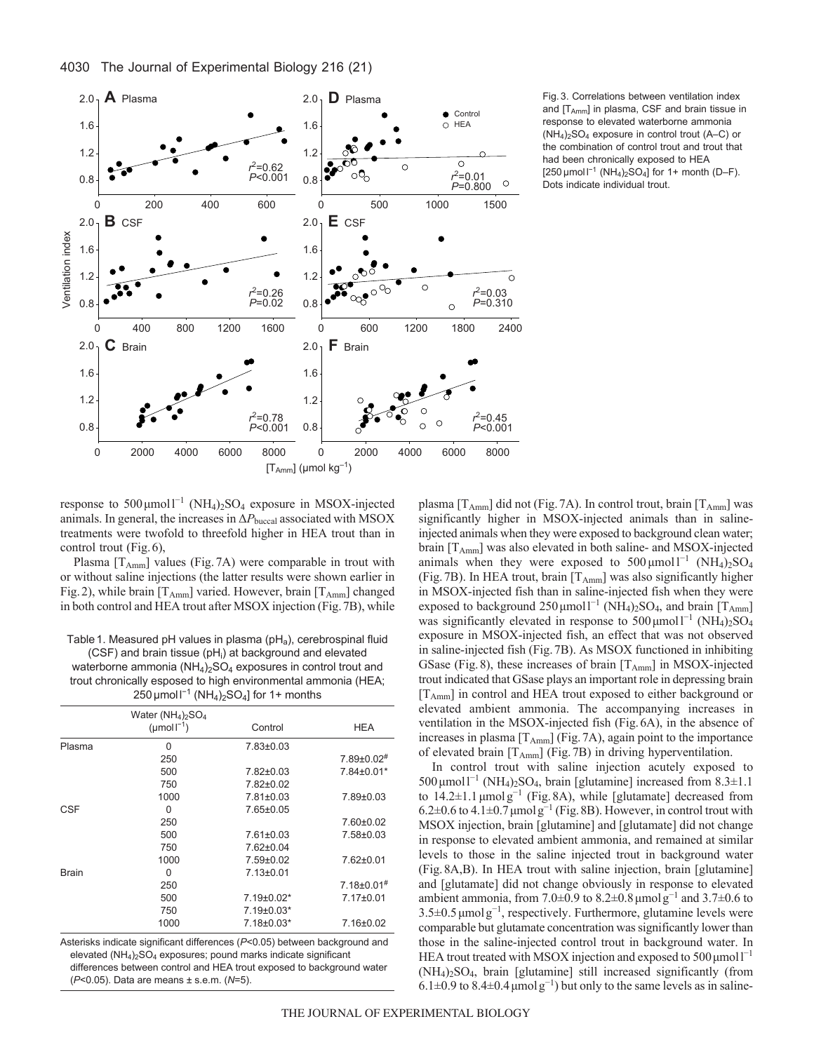Fig. 3. Correlations between ventilation index and $[T_{Amm}]$ in plasma, CSF and brain tissue in response to elevated waterborne ammonia $(NH_4)_2SO_4$ exposure in control trout (A–C) or the combination of control trout and trout that had been chronically exposed to HEA [250 μmol l$^{-1}$ $(NH_4)_2SO_4$] for 1+ month (D–F). Dots indicate individual trout.

response to 500 μmol l$^{-1}$ $(NH_4)_2SO_4$ exposure in MSOX-injected animals. In general, the increases in $\Delta P_{buccal}$ associated with MSOX treatments were twofold to threefold higher in HEA trout than in control trout (Fig. 6),

Plasma $[T_{Amm}]$ values (Fig. 7A) were comparable in trout with or without saline injections (the latter results were shown earlier in Fig. 2), while brain $[T_{Amm}]$ varied. However, brain $[T_{Amm}]$ changed in both control and HEA trout after MSOX injection (Fig. 7B), while plasma $[T_{Amm}]$ did not (Fig. 7A). In control trout, brain $[T_{Amm}]$ was significantly higher in MSOX-injected animals than in saline-injected animals when they were exposed to background clean water; brain $[T_{Amm}]$ was also elevated in both saline- and MSOX-injected animals when they were exposed to 500 μmol l$^{-1}$ $(NH_4)_2SO_4$ (Fig. 7B). In HEA trout, brain $[T_{Amm}]$ was also significantly higher in MSOX-injected fish than in saline-injected fish when they were exposed to background 250 μmol l$^{-1}$ $(NH_4)_2SO_4$, and brain $[T_{Amm}]$ was significantly elevated in response to 500 μmol l$^{-1}$ $(NH_4)_2SO_4$ exposure in MSOX-injected fish, an effect that was not observed in saline-injected fish (Fig. 7B). As MSOX functioned in inhibiting GSase (Fig. 8), these increases of brain $[T_{Amm}]$ in MSOX-injected trout indicated that GSase plays an important role in depressing brain $[T_{Amm}]$ in control and HEA trout exposed to either background or elevated ambient ammonia. The accompanying increases in ventilation in the MSOX-injected fish (Fig. 6A), in the absence of increases in plasma $[T_{Amm}]$ (Fig. 7A), again point to the importance of elevated brain $[T_{Amm}]$ (Fig. 7B) in driving hyperventilation.

In control trout with saline injection acutely exposed to 500 μmol l$^{-1}$ $(NH_4)_2SO_4$, brain [glutamine] increased from 8.3±1.1 to 14.2±1.1 μmol g$^{-1}$ (Fig. 8A), while [glutamate] decreased from 6.2±0.6 to 4.1±0.7 μmol g$^{-1}$ (Fig. 8B). However, in control trout with MSOX injection, brain [glutamine] and [glutamate] did not change in response to elevated ambient ammonia, and remained at similar levels to those in the saline injected trout in background water (Fig. 8A,B). In HEA trout with saline injection, brain [glutamine] and [glutamate] did not change obviously in response to elevated ambient ammonia, from 7.0±0.9 to 8.2±0.8 μmol g$^{-1}$ and 3.7±0.6 to 3.5±0.5 μmol g$^{-1}$, respectively. Furthermore, glutamine levels were comparable but glutamate concentration was significantly lower than those in the saline-injected control trout in background water. In HEA trout treated with MSOX injection and exposed to 500 μmol l$^{-1}$ $(NH_4)_2SO_4$, brain [glutamine] still increased significantly (from 6.1±0.9 to 8.4±0.4 μmol g$^{-1}$) but only to the same levels as in saline-

Table 1. Measured pH values in plasma ($pH_a$), cerebrospinal fluid (CSF) and brain tissue ($pH_i$) at background and elevated waterborne ammonia $(NH_4)_2SO_4$ exposures in control trout and trout chronically esposed to high environmental ammonia (HEA; 250 μmol l$^{-1}$ $(NH_4)_2SO_4$] for 1+ months

| | Water $(NH_4)_2SO_4$ (μmol l$^{-1}$) | Control | HEA |
|---|---|---|---|
| Plasma | 0 | 7.83±0.03 | |
| | 250 | | 7.89±0.02# |
| | 500 | 7.82±0.03 | 7.84±0.01* |
| | 750 | 7.82±0.02 | |
| | 1000 | 7.81±0.03 | 7.89±0.03 |
| CSF | 0 | 7.65±0.05 | |
| | 250 | | 7.60±0.02 |
| | 500 | 7.61±0.03 | 7.58±0.03 |
| | 750 | 7.62±0.04 | |
| | 1000 | 7.59±0.02 | 7.62±0.01 |
| Brain | 0 | 7.13±0.01 | |
| | 250 | | 7.18±0.01# |
| | 500 | 7.19±0.02* | 7.17±0.01 |
| | 750 | 7.19±0.03* | |
| | 1000 | 7.18±0.03* | 7.16±0.02 |

Asterisks indicate significant differences ($P$<0.05) between background and elevated $(NH_4)_2SO_4$ exposures; pound marks indicate significant differences between control and HEA trout exposed to background water ($P$<0.05). Data are means ± s.e.m. ($N$=5).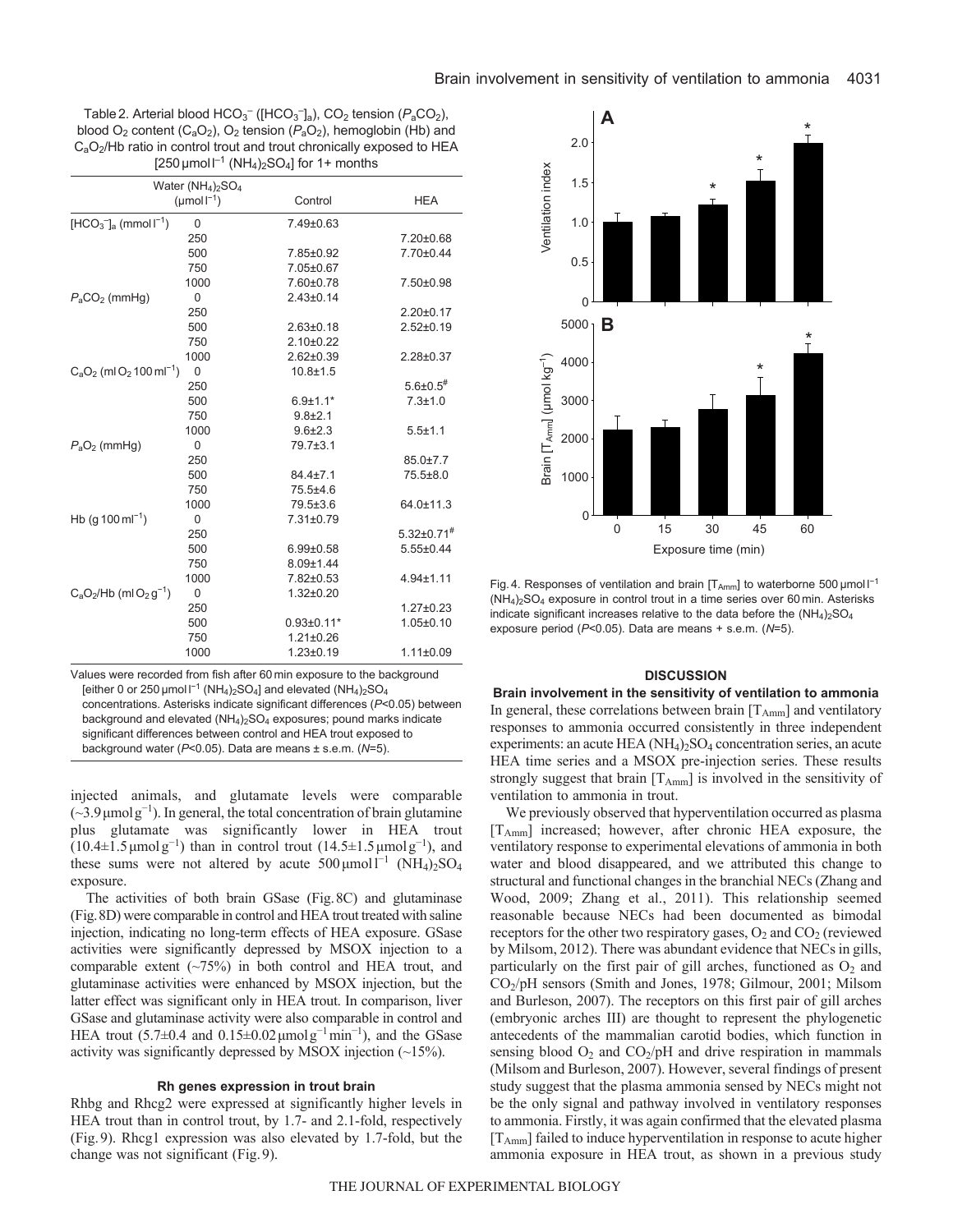Table 2. Arterial blood $HCO_3^-$ ($[HCO_3^-]_a$), $CO_2$ tension ($P_aCO_2$), blood $O_2$ content ($C_aO_2$), $O_2$ tension ($P_aO_2$), hemoglobin (Hb) and $C_aO_2$/Hb ratio in control trout and trout chronically exposed to HEA [250 μmol $l^{-1}$ $(NH_4)_2SO_4$] for 1+ months

| | Water $(NH_4)_2SO_4$ (μmol $l^{-1}$) | Control | HEA |
|---|---|---|---|
| $[HCO_3^-]_a$ (mmol $l^{-1}$) | 0 | 7.49±0.63 | |
| | 250 | | 7.20±0.68 |
| | 500 | 7.85±0.92 | 7.70±0.44 |
| | 750 | 7.05±0.67 | |
| | 1000 | 7.60±0.78 | 7.50±0.98 |
| $P_aCO_2$ (mmHg) | 0 | 2.43±0.14 | |
| | 250 | | 2.20±0.17 |
| | 500 | 2.63±0.18 | 2.52±0.19 |
| | 750 | 2.10±0.22 | |
| | 1000 | 2.62±0.39 | 2.28±0.37 |
| $C_aO_2$ (ml $O_2$ 100 $ml^{-1}$) | 0 | 10.8±1.5 | |
| | 250 | | 5.6±0.5[#] |
| | 500 | 6.9±1.1* | 7.3±1.0 |
| | 750 | 9.8±2.1 | |
| | 1000 | 9.6±2.3 | 5.5±1.1 |
| $P_aO_2$ (mmHg) | 0 | 79.7±3.1 | |
| | 250 | | 85.0±7.7 |
| | 500 | 84.4±7.1 | 75.5±8.0 |
| | 750 | 75.5±4.6 | |
| | 1000 | 79.5±3.6 | 64.0±11.3 |
| Hb (g 100 $ml^{-1}$) | 0 | 7.31±0.79 | |
| | 250 | | 5.32±0.71[#] |
| | 500 | 6.99±0.58 | 5.55±0.44 |
| | 750 | 8.09±1.44 | |
| | 1000 | 7.82±0.53 | 4.94±1.11 |
| $C_aO_2$/Hb (ml $O_2$ $g^{-1}$) | 0 | 1.32±0.20 | |
| | 250 | | 1.27±0.23 |
| | 500 | 0.93±0.11* | 1.05±0.10 |
| | 750 | 1.21±0.26 | |
| | 1000 | 1.23±0.19 | 1.11±0.09 |

Values were recorded from fish after 60 min exposure to the background [either 0 or 250 μmol $l^{-1}$ $(NH_4)_2SO_4$] and elevated $(NH_4)_2SO_4$ concentrations. Asterisks indicate significant differences ($P$<0.05) between background and elevated $(NH_4)_2SO_4$ exposures; pound marks indicate significant differences between control and HEA trout exposed to background water ($P$<0.05). Data are means ± s.e.m. ($N$=5).

injected animals, and glutamate levels were comparable (~3.9 μmol $g^{-1}$). In general, the total concentration of brain glutamine plus glutamate was significantly lower in HEA trout (10.4±1.5 μmol $g^{-1}$) than in control trout (14.5±1.5 μmol $g^{-1}$), and these sums were not altered by acute 500 μmol $l^{-1}$ $(NH_4)_2SO_4$ exposure.

The activities of both brain GSase (Fig. 8C) and glutaminase (Fig. 8D) were comparable in control and HEA trout treated with saline injection, indicating no long-term effects of HEA exposure. GSase activities were significantly depressed by MSOX injection to a comparable extent (~75%) in both control and HEA trout, and glutaminase activities were enhanced by MSOX injection, but the latter effect was significant only in HEA trout. In comparison, liver GSase and glutaminase activity were also comparable in control and HEA trout (5.7±0.4 and 0.15±0.02 μmol $g^{-1}$ $min^{-1}$), and the GSase activity was significantly depressed by MSOX injection (~15%).

### Rh genes expression in trout brain

Rhbg and Rhcg2 were expressed at significantly higher levels in HEA trout than in control trout, by 1.7- and 2.1-fold, respectively (Fig. 9). Rhcg1 expression was also elevated by 1.7-fold, but the change was not significant (Fig. 9).

Fig. 4. Responses of ventilation and brain $[T_{Amm}]$ to waterborne 500 μmol $l^{-1}$ $(NH_4)_2SO_4$ exposure in control trout in a time series over 60 min. Asterisks indicate significant increases relative to the data before the $(NH_4)_2SO_4$ exposure period ($P$<0.05). Data are means + s.e.m. ($N$=5).

## DISCUSSION

### Brain involvement in the sensitivity of ventilation to ammonia

In general, these correlations between brain $[T_{Amm}]$ and ventilatory responses to ammonia occurred consistently in three independent experiments: an acute HEA $(NH_4)_2SO_4$ concentration series, an acute HEA time series and a MSOX pre-injection series. These results strongly suggest that brain $[T_{Amm}]$ is involved in the sensitivity of ventilation to ammonia in trout.

We previously observed that hyperventilation occurred as plasma $[T_{Amm}]$ increased; however, after chronic HEA exposure, the ventilatory response to experimental elevations of ammonia in both water and blood disappeared, and we attributed this change to structural and functional changes in the branchial NECs (Zhang and Wood, 2009; Zhang et al., 2011). This relationship seemed reasonable because NECs had been documented as bimodal receptors for the other two respiratory gases, $O_2$ and $CO_2$ (reviewed by Milsom, 2012). There was abundant evidence that NECs in gills, particularly on the first pair of gill arches, functioned as $O_2$ and $CO_2$/pH sensors (Smith and Jones, 1978; Gilmour, 2001; Milsom and Burleson, 2007). The receptors on this first pair of gill arches (embryonic arches III) are thought to represent the phylogenetic antecedents of the mammalian carotid bodies, which function in sensing blood $O_2$ and $CO_2$/pH and drive respiration in mammals (Milsom and Burleson, 2007). However, several findings of present study suggest that the plasma ammonia sensed by NECs might not be the only signal and pathway involved in ventilatory responses to ammonia. Firstly, it was again confirmed that the elevated plasma $[T_{Amm}]$ failed to induce hyperventilation in response to acute higher ammonia exposure in HEA trout, as shown in a previous study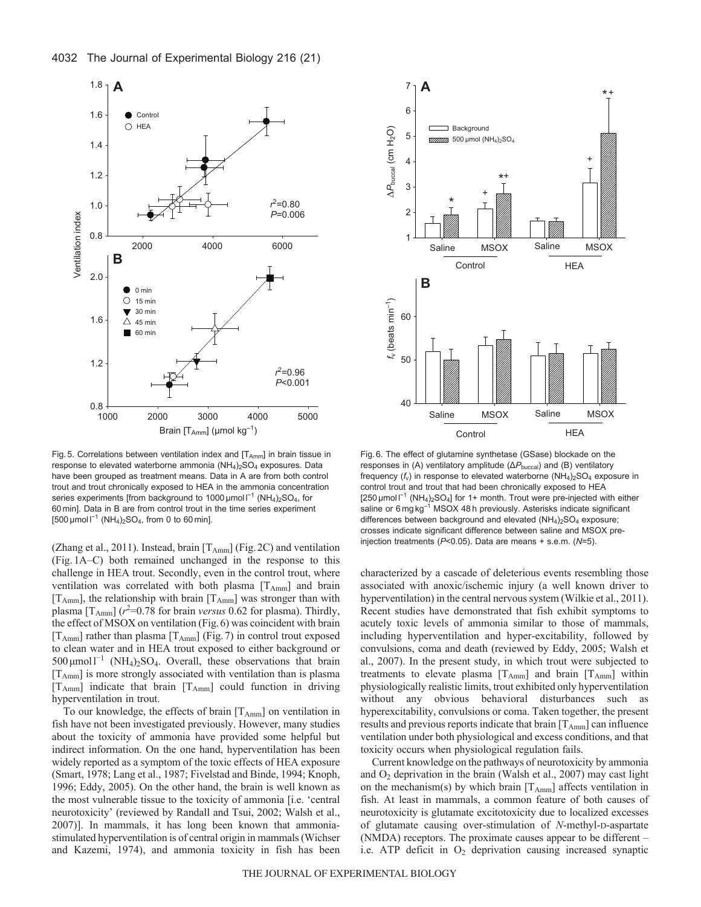Fig. 5. Correlations between ventilation index and [$T_{Amm}$] in brain tissue in response to elevated waterborne ammonia $(NH_4)_2SO_4$ exposures. Data have been grouped as treatment means. Data in A are from both control trout and trout chronically exposed to HEA in the ammonia concentration series experiment [from background to 1000 μmol $l^{-1}$ $(NH_4)_2SO_4$, for 60 min]. Data in B are from control trout in the time series experiment [500 μmol $l^{-1}$ $(NH_4)_2SO_4$, from 0 to 60 min].

Fig. 6. The effect of glutamine synthetase (GSase) blockade on the responses in (A) ventilatory amplitude ($\Delta P_{buccal}$) and (B) ventilatory frequency ($f_v$) in response to elevated waterborne $(NH_4)_2SO_4$ exposure in control trout and trout that had been chronically exposed to HEA [250 μmol $l^{-1}$ $(NH_4)_2SO_4$] for 1+ month. Trout were pre-injected with either saline or 6 mg $kg^{-1}$ MSOX 48 h previously. Asterisks indicate significant differences between background and elevated $(NH_4)_2SO_4$ exposure; crosses indicate significant difference between saline and MSOX pre-injection treatments ($P$<0.05). Data are means + s.e.m. ($N$=5).

(Zhang et al., 2011). Instead, brain [$T_{Amm}$] (Fig. 2C) and ventilation (Fig. 1A–C) both remained unchanged in the response to this challenge in HEA trout. Secondly, even in the control trout, where ventilation was correlated with both plasma [$T_{Amm}$] and brain [$T_{Amm}$], the relationship with brain [$T_{Amm}$] was stronger than with plasma [$T_{Amm}$] ($r^2$=0.78 for brain *versus* 0.62 for plasma). Thirdly, the effect of MSOX on ventilation (Fig. 6) was coincident with brain [$T_{Amm}$] rather than plasma [$T_{Amm}$] (Fig. 7) in control trout exposed to clean water and in HEA trout exposed to either background or 500 μmol $l^{-1}$ $(NH_4)_2SO_4$. Overall, these observations that brain [$T_{Amm}$] is more strongly associated with ventilation than is plasma [$T_{Amm}$] indicate that brain [$T_{Amm}$] could function in driving hyperventilation in trout.

To our knowledge, the effects of brain [$T_{Amm}$] on ventilation in fish have not been investigated previously. However, many studies about the toxicity of ammonia have provided some helpful but indirect information. On the one hand, hyperventilation has been widely reported as a symptom of the toxic effects of HEA exposure (Smart, 1978; Lang et al., 1987; Fivelstad and Binde, 1994; Knoph, 1996; Eddy, 2005). On the other hand, the brain is well known as the most vulnerable tissue to the toxicity of ammonia [i.e. 'central neurotoxicity' (reviewed by Randall and Tsui, 2002; Walsh et al., 2007)]. In mammals, it has long been known that ammonia-stimulated hyperventilation is of central origin in mammals (Wichser and Kazemi, 1974), and ammonia toxicity in fish has been characterized by a cascade of deleterious events resembling those associated with anoxic/ischemic injury (a well known driver to hyperventilation) in the central nervous system (Wilkie et al., 2011). Recent studies have demonstrated that fish exhibit symptoms to acutely toxic levels of ammonia similar to those of mammals, including hyperventilation and hyper-excitability, followed by convulsions, coma and death (reviewed by Eddy, 2005; Walsh et al., 2007). In the present study, in which trout were subjected to treatments to elevate plasma [$T_{Amm}$] and brain [$T_{Amm}$] within physiologically realistic limits, trout exhibited only hyperventilation without any obvious behavioral disturbances such as hyperexcitability, convulsions or coma. Taken together, the present results and previous reports indicate that brain [$T_{Amm}$] can influence ventilation under both physiological and excess conditions, and that toxicity occurs when physiological regulation fails.

Current knowledge on the pathways of neurotoxicity by ammonia and $O_2$ deprivation in the brain (Walsh et al., 2007) may cast light on the mechanism(s) by which brain [$T_{Amm}$] affects ventilation in fish. At least in mammals, a common feature of both causes of neurotoxicity is glutamate excitotoxicity due to localized excesses of glutamate causing over-stimulation of *N*-methyl-D-aspartate (NMDA) receptors. The proximate causes appear to be different – i.e. ATP deficit in $O_2$ deprivation causing increased synaptic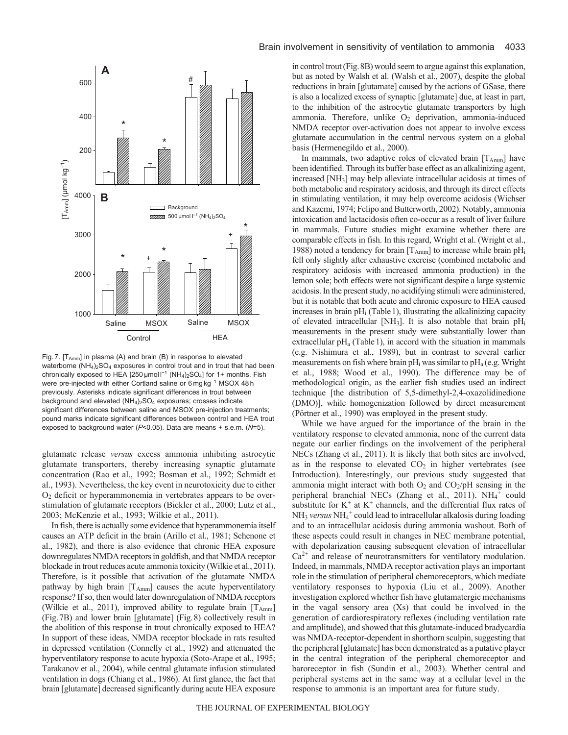Fig. 7. $[T_{Amm}]$ in plasma (A) and brain (B) in response to elevated waterborne $(NH_4)_2SO_4$ exposures in control trout and in trout that had been chronically exposed to HEA [250 μmol $l^{-1}$ $(NH_4)_2SO_4$] for 1+ months. Fish were pre-injected with either Cortland saline or 6 mg $kg^{-1}$ MSOX 48 h previously. Asterisks indicate significant differences in trout between background and elevated $(NH_4)_2SO_4$ exposures; crosses indicate significant differences between saline and MSOX pre-injection treatments; pound marks indicate significant differences between control and HEA trout exposed to background water ($P$<0.05). Data are means + s.e.m. ($N$=5).

glutamate release *versus* excess ammonia inhibiting astrocytic glutamate transporters, thereby increasing synaptic glutamate concentration (Rao et al., 1992; Bosman et al., 1992; Schmidt et al., 1993). Nevertheless, the key event in neurotoxicity due to either $O_2$ deficit or hyperammonemia in vertebrates appears to be over-stimulation of glutamate receptors (Bickler et al., 2000; Lutz et al., 2003; McKenzie et al., 1993; Wilkie et al., 2011).

In fish, there is actually some evidence that hyperammonemia itself causes an ATP deficit in the brain (Arillo et al., 1981; Schenone et al., 1982), and there is also evidence that chronic HEA exposure downregulates NMDA receptors in goldfish, and that NMDA receptor blockade in trout reduces acute ammonia toxicity (Wilkie et al., 2011). Therefore, is it possible that activation of the glutamate–NMDA pathway by high brain $[T_{Amm}]$ causes the acute hyperventilatory response? If so, then would later downregulation of NMDA receptors (Wilkie et al., 2011), improved ability to regulate brain $[T_{Amm}]$ (Fig. 7B) and lower brain [glutamate] (Fig. 8) collectively result in the abolition of this response in trout chronically exposed to HEA? In support of these ideas, NMDA receptor blockade in rats resulted in depressed ventilation (Connelly et al., 1992) and attenuated the hyperventilatory response to acute hypoxia (Soto-Arape et al., 1995; Tarakanov et al., 2004), while central glutamate infusion stimulated ventilation in dogs (Chiang et al., 1986). At first glance, the fact that brain [glutamate] decreased significantly during acute HEA exposure in control trout (Fig. 8B) would seem to argue against this explanation, but as noted by Walsh et al. (Walsh et al., 2007), despite the global reductions in brain [glutamate] caused by the actions of GSase, there is also a localized excess of synaptic [glutamate] due, at least in part, to the inhibition of the astrocytic glutamate transporters by high ammonia. Therefore, unlike $O_2$ deprivation, ammonia-induced NMDA receptor over-activation does not appear to involve excess glutamate accumulation in the central nervous system on a global basis (Hermenegildo et al., 2000).

In mammals, two adaptive roles of elevated brain $[T_{Amm}]$ have been identified. Through its buffer base effect as an alkalinizing agent, increased $[NH_3]$ may help alleviate intracellular acidosis at times of both metabolic and respiratory acidosis, and through its direct effects in stimulating ventilation, it may help overcome acidosis (Wichser and Kazemi, 1974; Felipo and Butterworth, 2002). Notably, ammonia intoxication and lactacidosis often co-occur as a result of liver failure in mammals. Future studies might examine whether there are comparable effects in fish. In this regard, Wright et al. (Wright et al., 1988) noted a tendency for brain $[T_{Amm}]$ to increase while brain $pH_i$ fell only slightly after exhaustive exercise (combined metabolic and respiratory acidosis with increased ammonia production) in the lemon sole; both effects were not significant despite a large systemic acidosis. In the present study, no acidifying stimuli were administered, but it is notable that both acute and chronic exposure to HEA caused increases in brain $pH_i$ (Table 1), illustrating the alkalinizing capacity of elevated intracellular $[NH_3]$. It is also notable that brain $pH_i$ measurements in the present study were substantially lower than extracellular $pH_a$ (Table 1), in accord with the situation in mammals (e.g. Nishimura et al., 1989), but in contrast to several earlier measurements on fish where brain $pH_i$ was similar to $pH_a$ (e.g. Wright et al., 1988; Wood et al., 1990). The difference may be of methodological origin, as the earlier fish studies used an indirect technique [the distribution of 5,5-dimethyl-2,4-oxazolidinedione (DMO)], while homogenization followed by direct measurement (Pörtner et al., 1990) was employed in the present study.

While we have argued for the importance of the brain in the ventilatory response to elevated ammonia, none of the current data negate our earlier findings on the involvement of the peripheral NECs (Zhang et al., 2011). It is likely that both sites are involved, as in the response to elevated $CO_2$ in higher vertebrates (see Introduction). Interestingly, our previous study suggested that ammonia might interact with both $O_2$ and $CO_2$/pH sensing in the peripheral branchial NECs (Zhang et al., 2011). $NH_4^+$ could substitute for $K^+$ at $K^+$ channels, and the differential flux rates of $NH_3$ *versus* $NH_4^+$ could lead to intracellular alkalosis during loading and to an intracellular acidosis during ammonia washout. Both of these aspects could result in changes in NEC membrane potential, with depolarization causing subsequent elevation of intracellular $Ca^{2+}$ and release of neurotransmitters for ventilatory modulation. Indeed, in mammals, NMDA receptor activation plays an important role in the stimulation of peripheral chemoreceptors, which mediate ventilatory responses to hypoxia (Liu et al., 2009). Another investigation explored whether fish have glutamatergic mechanisms in the vagal sensory area (Xs) that could be involved in the generation of cardiorespiratory reflexes (including ventilation rate and amplitude), and showed that this glutamate-induced bradycardia was NMDA-receptor-dependent in shorthorn sculpin, suggesting that the peripheral [glutamate] has been demonstrated as a putative player in the central integration of the peripheral chemoreceptor and baroreceptor in fish (Sundin et al., 2003). Whether central and peripheral systems act in the same way at a cellular level in the response to ammonia is an important area for future study.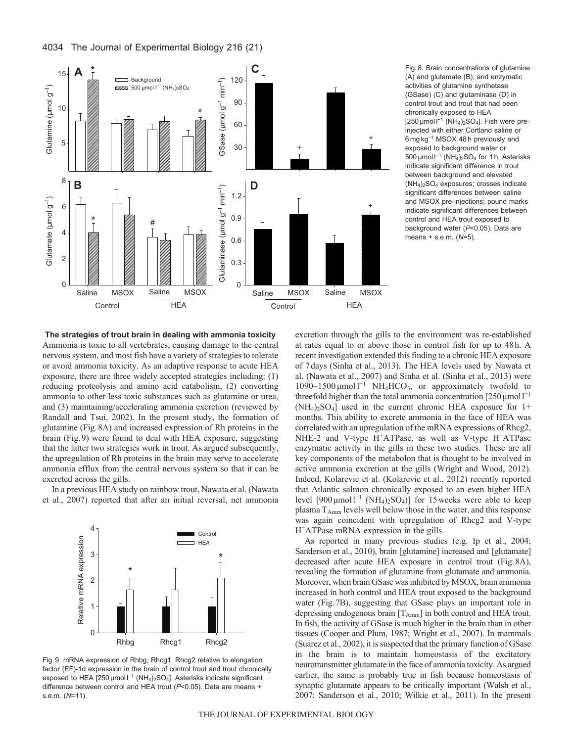Fig. 8. Brain concentrations of glutamine (A) and glutamate (B), and enzymatic activities of glutamine synthetase (GSase) (C) and glutaminase (D) in control trout and trout that had been chronically exposed to HEA [250 μmol $l^{-1}$ $(NH_4)_2SO_4$]. Fish were pre-injected with either Cortland saline or 6 mg $kg^{-1}$ MSOX 48 h previously and exposed to background water or 500 μmol $l^{-1}$ $(NH_4)_2SO_4$ for 1 h. Asterisks indicate significant difference in trout between background and elevated $(NH_4)_2SO_4$ exposures; crosses indicate significant differences between saline and MSOX pre-injections; pound marks indicate significant differences between control and HEA trout exposed to background water ($P<0.05$). Data are means + s.e.m. ($N=5$).

### The strategies of trout brain in dealing with ammonia toxicity

Ammonia is toxic to all vertebrates, causing damage to the central nervous system, and most fish have a variety of strategies to tolerate or avoid ammonia toxicity. As an adaptive response to acute HEA exposure, there are three widely accepted strategies including: (1) reducing proteolysis and amino acid catabolism, (2) converting ammonia to other less toxic substances such as glutamine or urea, and (3) maintaining/accelerating ammonia excretion (reviewed by Randall and Tsui, 2002). In the present study, the formation of glutamine (Fig. 8A) and increased expression of Rh proteins in the brain (Fig. 9) were found to deal with HEA exposure, suggesting that the latter two strategies work in trout. As argued subsequently, the upregulation of Rh proteins in the brain may serve to accelerate ammonia efflux from the central nervous system so that it can be excreted across the gills.

In a previous HEA study on rainbow trout, Nawata et al. (Nawata et al., 2007) reported that after an initial reversal, net ammonia

Fig. 9. mRNA expression of Rhbg, Rhcg1, Rhcg2 relative to elongation factor (EF)-1α expression in the brain of control trout and trout chronically exposed to HEA [250 μmol $l^{-1}$ $(NH_4)_2SO_4$]. Asterisks indicate significant difference between control and HEA trout ($P<0.05$). Data are means + s.e.m. ($N=11$).

excretion through the gills to the environment was re-established at rates equal to or above those in control fish for up to 48 h. A recent investigation extended this finding to a chronic HEA exposure of 7 days (Sinha et al., 2013). The HEA levels used by Nawata et al. (Nawata et al., 2007) and Sinha et al. (Sinha et al., 2013) were 1090–1500 μmol $l^{-1}$ $NH_4HCO_3$, or approximately twofold to threefold higher than the total ammonia concentration [250 μmol $l^{-1}$ $(NH_4)_2SO_4$] used in the current chronic HEA exposure for 1+ months. This ability to excrete ammonia in the face of HEA was correlated with an upregulation of the mRNA expressions of Rhcg2, NHE-2 and V-type $H^+$ATPase, as well as V-type $H^+$ATPase enzymatic activity in the gills in these two studies. These are all key components of the metabolon that is thought to be involved in active ammonia excretion at the gills (Wright and Wood, 2012). Indeed, Kolarevic et al. (Kolarevic et al., 2012) recently reported that Atlantic salmon chronically exposed to an even higher HEA level [900 μmol $l^{-1}$ $(NH_4)_2SO_4$)] for 15 weeks were able to keep plasma $T_{Amm}$ levels well below those in the water, and this response was again coincident with upregulation of Rhcg2 and V-type $H^+$ATPase mRNA expression in the gills.

As reported in many previous studies (e.g. Ip et al., 2004; Sanderson et al., 2010), brain [glutamine] increased and [glutamate] decreased after acute HEA exposure in control trout (Fig. 8A), revealing the formation of glutamine from glutamate and ammonia. Moreover, when brain GSase was inhibited by MSOX, brain ammonia increased in both control and HEA trout exposed to the background water (Fig. 7B), suggesting that GSase plays an important role in depressing endogenous brain [$T_{Amm}$] in both control and HEA trout. In fish, the activity of GSase is much higher in the brain than in other tissues (Cooper and Plum, 1987; Wright et al., 2007). In mammals (Suárez et al., 2002), it is suspected that the primary function of GSase in the brain is to maintain homeostasis of the excitatory neurotransmitter glutamate in the face of ammonia toxicity. As argued earlier, the same is probably true in fish because homeostasis of synaptic glutamate appears to be critically important (Walsh et al., 2007; Sanderson et al., 2010; Wilkie et al., 2011). In the present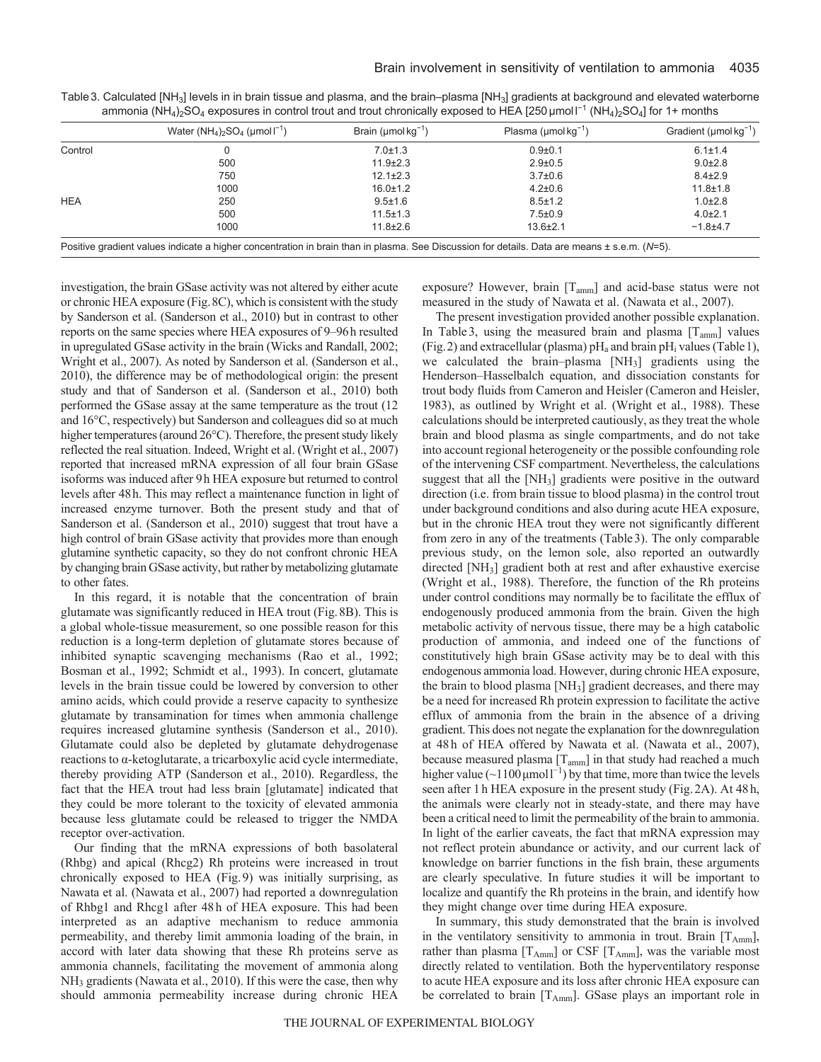Table 3. Calculated $[NH_3]$ levels in in brain tissue and plasma, and the brain–plasma $[NH_3]$ gradients at background and elevated waterborne ammonia $(NH_4)_2SO_4$ exposures in control trout and trout chronically exposed to HEA [250 $\mu$mol $l^{-1}$ $(NH_4)_2SO_4$] for 1+ months

| | Water $(NH_4)_2SO_4$ ($\mu$mol $l^{-1}$) | Brain ($\mu$mol $kg^{-1}$) | Plasma ($\mu$mol $kg^{-1}$) | Gradient ($\mu$mol $kg^{-1}$) |
|---|---|---|---|---|
| Control | 0 | 7.0±1.3 | 0.9±0.1 | 6.1±1.4 |
| | 500 | 11.9±2.3 | 2.9±0.5 | 9.0±2.8 |
| | 750 | 12.1±2.3 | 3.7±0.6 | 8.4±2.9 |
| | 1000 | 16.0±1.2 | 4.2±0.6 | 11.8±1.8 |
| HEA | 250 | 9.5±1.6 | 8.5±1.2 | 1.0±2.8 |
| | 500 | 11.5±1.3 | 7.5±0.9 | 4.0±2.1 |
| | 1000 | 11.8±2.6 | 13.6±2.1 | −1.8±4.7 |

Positive gradient values indicate a higher concentration in brain than in plasma. See Discussion for details. Data are means ± s.e.m. ($N$=5).

investigation, the brain GSase activity was not altered by either acute or chronic HEA exposure (Fig. 8C), which is consistent with the study by Sanderson et al. (Sanderson et al., 2010) but in contrast to other reports on the same species where HEA exposures of 9–96 h resulted in upregulated GSase activity in the brain (Wicks and Randall, 2002; Wright et al., 2007). As noted by Sanderson et al. (Sanderson et al., 2010), the difference may be of methodological origin: the present study and that of Sanderson et al. (Sanderson et al., 2010) both performed the GSase assay at the same temperature as the trout (12 and 16°C, respectively) but Sanderson and colleagues did so at much higher temperatures (around 26°C). Therefore, the present study likely reflected the real situation. Indeed, Wright et al. (Wright et al., 2007) reported that increased mRNA expression of all four brain GSase isoforms was induced after 9 h HEA exposure but returned to control levels after 48 h. This may reflect a maintenance function in light of increased enzyme turnover. Both the present study and that of Sanderson et al. (Sanderson et al., 2010) suggest that trout have a high control of brain GSase activity that provides more than enough glutamine synthetic capacity, so they do not confront chronic HEA by changing brain GSase activity, but rather by metabolizing glutamate to other fates.

In this regard, it is notable that the concentration of brain glutamate was significantly reduced in HEA trout (Fig. 8B). This is a global whole-tissue measurement, so one possible reason for this reduction is a long-term depletion of glutamate stores because of inhibited synaptic scavenging mechanisms (Rao et al., 1992; Bosman et al., 1992; Schmidt et al., 1993). In concert, glutamate levels in the brain tissue could be lowered by conversion to other amino acids, which could provide a reserve capacity to synthesize glutamate by transamination for times when ammonia challenge requires increased glutamine synthesis (Sanderson et al., 2010). Glutamate could also be depleted by glutamate dehydrogenase reactions to α-ketoglutarate, a tricarboxylic acid cycle intermediate, thereby providing ATP (Sanderson et al., 2010). Regardless, the fact that the HEA trout had less brain [glutamate] indicated that they could be more tolerant to the toxicity of elevated ammonia because less glutamate could be released to trigger the NMDA receptor over-activation.

Our finding that the mRNA expressions of both basolateral (Rhbg) and apical (Rhcg2) Rh proteins were increased in trout chronically exposed to HEA (Fig. 9) was initially surprising, as Nawata et al. (Nawata et al., 2007) had reported a downregulation of Rhbg1 and Rhcg1 after 48 h of HEA exposure. This had been interpreted as an adaptive mechanism to reduce ammonia permeability, and thereby limit ammonia loading of the brain, in accord with later data showing that these Rh proteins serve as ammonia channels, facilitating the movement of ammonia along $NH_3$ gradients (Nawata et al., 2010). If this were the case, then why should ammonia permeability increase during chronic HEA exposure? However, brain $[T_{amm}]$ and acid-base status were not measured in the study of Nawata et al. (Nawata et al., 2007).

The present investigation provided another possible explanation. In Table 3, using the measured brain and plasma $[T_{amm}]$ values (Fig. 2) and extracellular (plasma) $pH_a$ and brain $pH_i$ values (Table 1), we calculated the brain–plasma $[NH_3]$ gradients using the Henderson–Hasselbalch equation, and dissociation constants for trout body fluids from Cameron and Heisler (Cameron and Heisler, 1983), as outlined by Wright et al. (Wright et al., 1988). These calculations should be interpreted cautiously, as they treat the whole brain and blood plasma as single compartments, and do not take into account regional heterogeneity or the possible confounding role of the intervening CSF compartment. Nevertheless, the calculations suggest that all the $[NH_3]$ gradients were positive in the outward direction (i.e. from brain tissue to blood plasma) in the control trout under background conditions and also during acute HEA exposure, but in the chronic HEA trout they were not significantly different from zero in any of the treatments (Table 3). The only comparable previous study, on the lemon sole, also reported an outwardly directed $[NH_3]$ gradient both at rest and after exhaustive exercise (Wright et al., 1988). Therefore, the function of the Rh proteins under control conditions may normally be to facilitate the efflux of endogenously produced ammonia from the brain. Given the high metabolic activity of nervous tissue, there may be a high catabolic production of ammonia, and indeed one of the functions of constitutively high brain GSase activity may be to deal with this endogenous ammonia load. However, during chronic HEA exposure, the brain to blood plasma $[NH_3]$ gradient decreases, and there may be a need for increased Rh protein expression to facilitate the active efflux of ammonia from the brain in the absence of a driving gradient. This does not negate the explanation for the downregulation at 48 h of HEA offered by Nawata et al. (Nawata et al., 2007), because measured plasma $[T_{amm}]$ in that study had reached a much higher value (~1100 $\mu$mol $l^{-1}$) by that time, more than twice the levels seen after 1 h HEA exposure in the present study (Fig. 2A). At 48 h, the animals were clearly not in steady-state, and there may have been a critical need to limit the permeability of the brain to ammonia. In light of the earlier caveats, the fact that mRNA expression may not reflect protein abundance or activity, and our current lack of knowledge on barrier functions in the fish brain, these arguments are clearly speculative. In future studies it will be important to localize and quantify the Rh proteins in the brain, and identify how they might change over time during HEA exposure.

In summary, this study demonstrated that the brain is involved in the ventilatory sensitivity to ammonia in trout. Brain $[T_{Amm}]$, rather than plasma $[T_{Amm}]$ or CSF $[T_{Amm}]$, was the variable most directly related to ventilation. Both the hyperventilatory response to acute HEA exposure and its loss after chronic HEA exposure can be correlated to brain $[T_{Amm}]$. GSase plays an important role in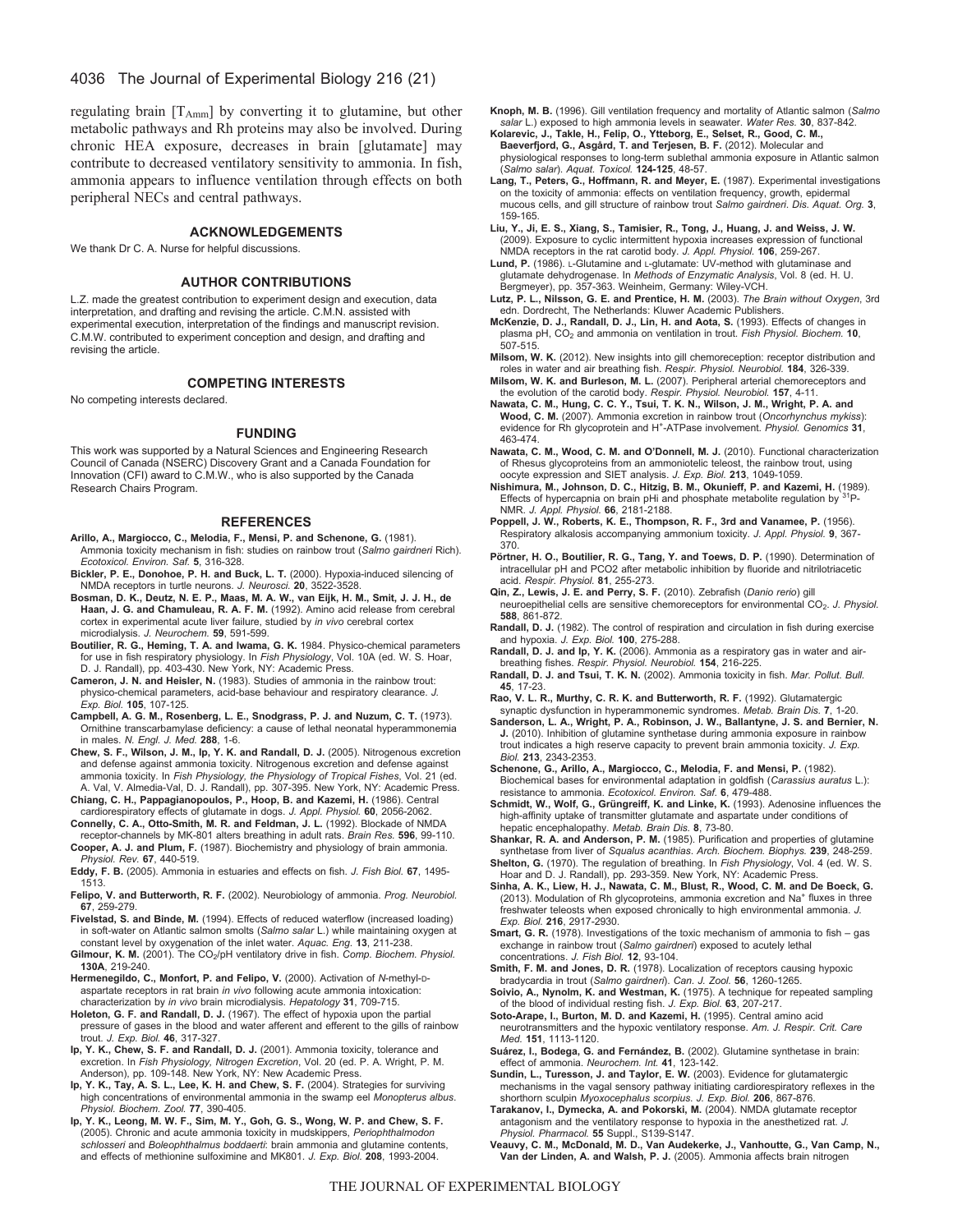regulating brain [$T_{Amm}$] by converting it to glutamine, but other metabolic pathways and Rh proteins may also be involved. During chronic HEA exposure, decreases in brain [glutamate] may contribute to decreased ventilatory sensitivity to ammonia. In fish, ammonia appears to influence ventilation through effects on both peripheral NECs and central pathways.

## ACKNOWLEDGEMENTS

We thank Dr C. A. Nurse for helpful discussions.

## AUTHOR CONTRIBUTIONS

L.Z. made the greatest contribution to experiment design and execution, data interpretation, and drafting and revising the article. C.M.N. assisted with experimental execution, interpretation of the findings and manuscript revision. C.M.W. contributed to experiment conception and design, and drafting and revising the article.

## COMPETING INTERESTS

No competing interests declared.

## FUNDING

This work was supported by a Natural Sciences and Engineering Research Council of Canada (NSERC) Discovery Grant and a Canada Foundation for Innovation (CFI) award to C.M.W., who is also supported by the Canada Research Chairs Program.

## REFERENCES

**Arillo, A., Margiocco, C., Melodia, F., Mensi, P. and Schenone, G.** (1981). Ammonia toxicity mechanism in fish: studies on rainbow trout (*Salmo gairdneri* Rich). *Ecotoxicol. Environ. Saf.* **5**, 316-328.

**Bickler, P. E., Donohoe, P. H. and Buck, L. T.** (2000). Hypoxia-induced silencing of NMDA receptors in turtle neurons. *J. Neurosci.* **20**, 3522-3528.

**Bosman, D. K., Deutz, N. E. P., Maas, M. A. W., van Eijk, H. M., Smit, J. J. H., de Haan, J. G. and Chamuleau, R. A. F. M.** (1992). Amino acid release from cerebral cortex in experimental acute liver failure, studied by *in vivo* cerebral cortex microdialysis. *J. Neurochem.* **59**, 591-599.

**Boutilier, R. G., Heming, T. A. and Iwama, G. K.** 1984. Physico-chemical parameters for use in fish respiratory physiology. In *Fish Physiology*, Vol. 10A (ed. W. S. Hoar, D. J. Randall), pp. 403-430. New York, NY: Academic Press.

**Cameron, J. N. and Heisler, N.** (1983). Studies of ammonia in the rainbow trout: physico-chemical parameters, acid-base behaviour and respiratory clearance. *J. Exp. Biol.* **105**, 107-125.

**Campbell, A. G. M., Rosenberg, L. E., Snodgrass, P. J. and Nuzum, C. T.** (1973). Ornithine transcarbamylase deficiency: a cause of lethal neonatal hyperammonemia in males. *N. Engl. J. Med.* **288**, 1-6.

**Chew, S. F., Wilson, J. M., Ip, Y. K. and Randall, D. J.** (2005). Nitrogenous excretion and defense against ammonia toxicity. Nitrogenous excretion and defense against ammonia toxicity. In *Fish Physiology, the Physiology of Tropical Fishes*, Vol. 21 (ed. A. Val, V. Almedia-Val, D. J. Randall), pp. 307-395. New York, NY: Academic Press.

**Chiang, C. H., Pappagianopoulos, P., Hoop, B. and Kazemi, H.** (1986). Central cardiorespiratory effects of glutamate in dogs. *J. Appl. Physiol.* **60**, 2056-2062.

**Connelly, C. A., Otto-Smith, M. R. and Feldman, J. L.** (1992). Blockade of NMDA receptor-channels by MK-801 alters breathing in adult rats. *Brain Res.* **596**, 99-110.

**Cooper, A. J. and Plum, F.** (1987). Biochemistry and physiology of brain ammonia. *Physiol. Rev.* **67**, 440-519.

**Eddy, F. B.** (2005). Ammonia in estuaries and effects on fish. *J. Fish Biol.* **67**, 1495-1513.

**Felipo, V. and Butterworth, R. F.** (2002). Neurobiology of ammonia. *Prog. Neurobiol.* **67**, 259-279.

**Fivelstad, S. and Binde, M.** (1994). Effects of reduced waterflow (increased loading) in soft-water on Atlantic salmon smolts (*Salmo salar* L.) while maintaining oxygen at constant level by oxygenation of the inlet water. *Aquac. Eng.* **13**, 211-238.

**Gilmour, K. M.** (2001). The $CO_2$/pH ventilatory drive in fish. *Comp. Biochem. Physiol.* **130A**, 219-240.

**Hermenegildo, C., Monfort, P. and Felipo, V.** (2000). Activation of *N*-methyl-D-aspartate receptors in rat brain *in vivo* following acute ammonia intoxication: characterization by *in vivo* brain microdialysis. *Hepatology* **31**, 709-715.

**Holeton, G. F. and Randall, D. J.** (1967). The effect of hypoxia upon the partial pressure of gases in the blood and water afferent and efferent to the gills of rainbow trout. *J. Exp. Biol.* **46**, 317-327.

**Ip, Y. K., Chew, S. F. and Randall, D. J.** (2001). Ammonia toxicity, tolerance and excretion. In *Fish Physiology, Nitrogen Excretion*, Vol. 20 (ed. P. A. Wright, P. M. Anderson), pp. 109-148. New York, NY: New Academic Press.

**Ip, Y. K., Tay, A. S. L., Lee, K. H. and Chew, S. F.** (2004). Strategies for surviving high concentrations of environmental ammonia in the swamp eel *Monopterus albus*. *Physiol. Biochem. Zool.* **77**, 390-405.

**Ip, Y. K., Leong, M. W. F., Sim, M. Y., Goh, G. S., Wong, W. P. and Chew, S. F.** (2005). Chronic and acute ammonia toxicity in mudskippers, *Periophthalmodon schlosseri* and *Boleophthalmus boddaerti*: brain ammonia and glutamine contents, and effects of methionine sulfoximine and MK801. *J. Exp. Biol.* **208**, 1993-2004.

**Knoph, M. B.** (1996). Gill ventilation frequency and mortality of Atlantic salmon (*Salmo salar* L.) exposed to high ammonia levels in seawater. *Water Res.* **30**, 837-842.

**Kolarevic, J., Takle, H., Felip, O., Ytteborg, E., Selset, R., Good, C. M., Baeverfjord, G., Asgård, T. and Terjesen, B. F.** (2012). Molecular and physiological responses to long-term sublethal ammonia exposure in Atlantic salmon (*Salmo salar*). *Aquat. Toxicol.* **124-125**, 48-57.

**Lang, T., Peters, G., Hoffmann, R. and Meyer, E.** (1987). Experimental investigations on the toxicity of ammonia: effects on ventilation frequency, growth, epidermal mucous cells, and gill structure of rainbow trout *Salmo gairdneri*. *Dis. Aquat. Org.* **3**, 159-165.

**Liu, Y., Ji, E. S., Xiang, S., Tamisier, R., Tong, J., Huang, J. and Weiss, J. W.** (2009). Exposure to cyclic intermittent hypoxia increases expression of functional NMDA receptors in the rat carotid body. *J. Appl. Physiol.* **106**, 259-267.

**Lund, P.** (1986). L-Glutamine and L-glutamate: UV-method with glutaminase and glutamate dehydrogenase. In *Methods of Enzymatic Analysis*, Vol. 8 (ed. H. U. Bergmeyer), pp. 357-363. Weinheim, Germany: Wiley-VCH.

**Lutz, P. L., Nilsson, G. E. and Prentice, H. M.** (2003). *The Brain without Oxygen*, 3rd edn. Dordrecht, The Netherlands: Kluwer Academic Publishers.

**McKenzie, D. J., Randall, D. J., Lin, H. and Aota, S.** (1993). Effects of changes in plasma pH, $CO_2$ and ammonia on ventilation in trout. *Fish Physiol. Biochem.* **10**, 507-515.

**Milsom, W. K.** (2012). New insights into gill chemoreception: receptor distribution and roles in water and air breathing fish. *Respir. Physiol. Neurobiol.* **184**, 326-339.

**Milsom, W. K. and Burleson, M. L.** (2007). Peripheral arterial chemoreceptors and the evolution of the carotid body. *Respir. Physiol. Neurobiol.* **157**, 4-11.

**Nawata, C. M., Hung, C. C. Y., Tsui, T. K. N., Wilson, J. M., Wright, P. A. and Wood, C. M.** (2007). Ammonia excretion in rainbow trout (*Oncorhynchus mykiss*): evidence for Rh glycoprotein and $H^+$-ATPase involvement. *Physiol. Genomics* **31**, 463-474.

**Nawata, C. M., Wood, C. M. and O'Donnell, M. J.** (2010). Functional characterization of Rhesus glycoproteins from an ammoniotelic teleost, the rainbow trout, using oocyte expression and SIET analysis. *J. Exp. Biol.* **213**, 1049-1059.

**Nishimura, M., Johnson, D. C., Hitzig, B. M., Okunieff, P. and Kazemi, H.** (1989). Effects of hypercapnia on brain pHi and phosphate metabolite regulation by $^{31}$P-NMR. *J. Appl. Physiol.* **66**, 2181-2188.

**Poppell, J. W., Roberts, K. E., Thompson, R. F., 3rd and Vanamee, P.** (1956). Respiratory alkalosis accompanying ammonium toxicity. *J. Appl. Physiol.* **9**, 367-370.

**Pörtner, H. O., Boutilier, R. G., Tang, Y. and Toews, D. P.** (1990). Determination of intracellular pH and PCO2 after metabolic inhibition by fluoride and nitrilotriacetic acid. *Respir. Physiol.* **81**, 255-273.

**Qin, Z., Lewis, J. E. and Perry, S. F.** (2010). Zebrafish (*Danio rerio*) gill neuroepithelial cells are sensitive chemoreceptors for environmental $CO_2$. *J. Physiol.* **588**, 861-872.

**Randall, D. J.** (1982). The control of respiration and circulation in fish during exercise and hypoxia. *J. Exp. Biol.* **100**, 275-288.

**Randall, D. J. and Ip, Y. K.** (2006). Ammonia as a respiratory gas in water and air-breathing fishes. *Respir. Physiol. Neurobiol.* **154**, 216-225.

**Randall, D. J. and Tsui, T. K. N.** (2002). Ammonia toxicity in fish. *Mar. Pollut. Bull.* **45**, 17-23.

**Rao, V. L. R., Murthy, C. R. K. and Butterworth, R. F.** (1992). Glutamatergic synaptic dysfunction in hyperammonemic syndromes. *Metab. Brain Dis.* **7**, 1-20.

**Sanderson, L. A., Wright, P. A., Robinson, J. W., Ballantyne, J. S. and Bernier, N. J.** (2010). Inhibition of glutamine synthetase during ammonia exposure in rainbow trout indicates a high reserve capacity to prevent brain ammonia toxicity. *J. Exp. Biol.* **213**, 2343-2353.

**Schenone, G., Arillo, A., Margiocco, C., Melodia, F. and Mensi, P.** (1982). Biochemical bases for environmental adaptation in goldfish (*Carassius auratus* L.): resistance to ammonia. *Ecotoxicol. Environ. Saf.* **6**, 479-488.

**Schmidt, W., Wolf, G., Grüngreiff, K. and Linke, K.** (1993). Adenosine influences the high-affinity uptake of transmitter glutamate and aspartate under conditions of hepatic encephalopathy. *Metab. Brain Dis.* **8**, 73-80.

**Shankar, R. A. and Anderson, P. M.** (1985). Purification and properties of glutamine synthetase from liver of *Squalus acanthias*. *Arch. Biochem. Biophys.* **239**, 248-259.

**Shelton, G.** (1970). The regulation of breathing. In *Fish Physiology*, Vol. 4 (ed. W. S. Hoar and D. J. Randall), pp. 293-359. New York, NY: Academic Press.

**Sinha, A. K., Liew, H. J., Nawata, C. M., Blust, R., Wood, C. M. and De Boeck, G.** (2013). Modulation of Rh glycoproteins, ammonia excretion and $Na^+$ fluxes in three freshwater teleosts when exposed chronically to high environmental ammonia. *J. Exp. Biol.* **216**, 2917-2930.

**Smart, G. R.** (1978). Investigations of the toxic mechanism of ammonia to fish – gas exchange in rainbow trout (*Salmo gairdneri*) exposed to acutely lethal concentrations. *J. Fish Biol.* **12**, 93-104.

**Smith, F. M. and Jones, D. R.** (1978). Localization of receptors causing hypoxic bradycardia in trout (*Salmo gairdneri*). *Can. J. Zool.* **56**, 1260-1265.

**Soivio, A., Nynolm, K. and Westman, K.** (1975). A technique for repeated sampling of the blood of individual resting fish. *J. Exp. Biol.* **63**, 207-217.

**Soto-Arape, I., Burton, M. D. and Kazemi, H.** (1995). Central amino acid neurotransmitters and the hypoxic ventilatory response. *Am. J. Respir. Crit. Care Med.* **151**, 1113-1120.

**Suárez, I., Bodega, G. and Fernández, B.** (2002). Glutamine synthetase in brain: effect of ammonia. *Neurochem. Int.* **41**, 123-142.

**Sundin, L., Turesson, J. and Taylor, E. W.** (2003). Evidence for glutamatergic mechanisms in the vagal sensory pathway initiating cardiorespiratory reflexes in the shorthorn sculpin *Myoxocephalus scorpius*. *J. Exp. Biol.* **206**, 867-876.

**Tarakanov, I., Dymecka, A. and Pokorski, M.** (2004). NMDA glutamate receptor antagonism and the ventilatory response to hypoxia in the anesthetized rat. *J. Physiol. Pharmacol.* **55** Suppl., S139-S147.

**Veauvy, C. M., McDonald, M. D., Van Audekerke, J., Vanhoutte, G., Van Camp, N., Van der Linden, A. and Walsh, P. J.** (2005). Ammonia affects brain nitrogen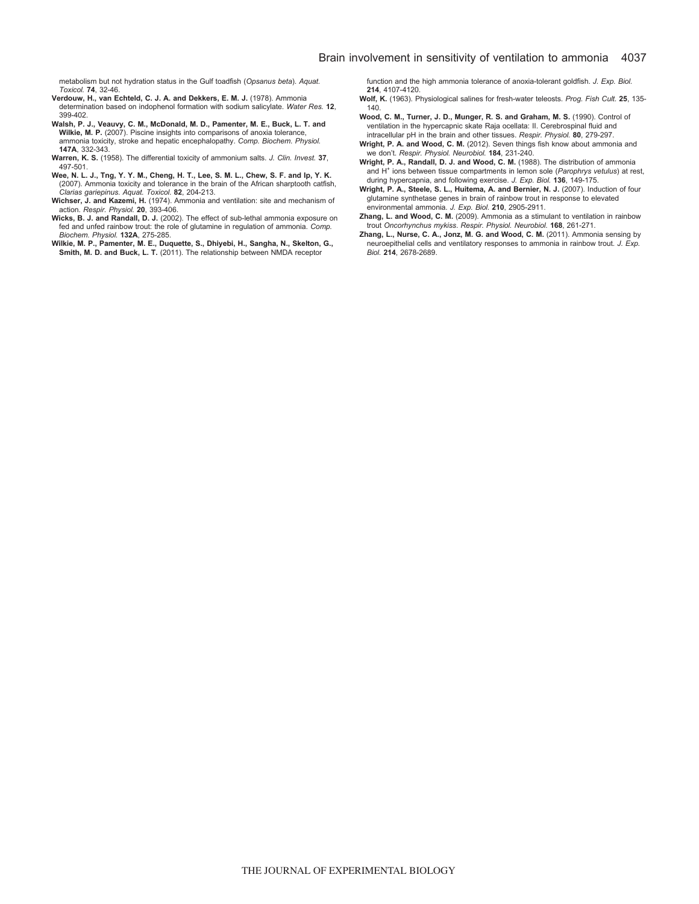metabolism but not hydration status in the Gulf toadfish (*Opsanus beta*). *Aquat. Toxicol.* **74**, 32-46.

**Verdouw, H., van Echteld, C. J. A. and Dekkers, E. M. J.** (1978). Ammonia determination based on indophenol formation with sodium salicylate. *Water Res.* **12**, 399-402.

**Walsh, P. J., Veauvy, C. M., McDonald, M. D., Pamenter, M. E., Buck, L. T. and Wilkie, M. P.** (2007). Piscine insights into comparisons of anoxia tolerance, ammonia toxicity, stroke and hepatic encephalopathy. *Comp. Biochem. Physiol.* **147A**, 332-343.

**Warren, K. S.** (1958). The differential toxicity of ammonium salts. *J. Clin. Invest.* **37**, 497-501.

**Wee, N. L. J., Tng, Y. Y. M., Cheng, H. T., Lee, S. M. L., Chew, S. F. and Ip, Y. K.** (2007). Ammonia toxicity and tolerance in the brain of the African sharptooth catfish, *Clarias gariepinus*. *Aquat. Toxicol.* **82**, 204-213.

**Wichser, J. and Kazemi, H.** (1974). Ammonia and ventilation: site and mechanism of action. *Respir. Physiol.* **20**, 393-406.

**Wicks, B. J. and Randall, D. J.** (2002). The effect of sub-lethal ammonia exposure on fed and unfed rainbow trout: the role of glutamine in regulation of ammonia. *Comp. Biochem. Physiol.* **132A**, 275-285.

**Wilkie, M. P., Pamenter, M. E., Duquette, S., Dhiyebi, H., Sangha, N., Skelton, G., Smith, M. D. and Buck, L. T.** (2011). The relationship between NMDA receptor function and the high ammonia tolerance of anoxia-tolerant goldfish. *J. Exp. Biol.* **214**, 4107-4120.

**Wolf, K.** (1963). Physiological salines for fresh-water teleosts. *Prog. Fish Cult.* **25**, 135-140.

**Wood, C. M., Turner, J. D., Munger, R. S. and Graham, M. S.** (1990). Control of ventilation in the hypercapnic skate Raja ocellata: II. Cerebrospinal fluid and intracellular pH in the brain and other tissues. *Respir. Physiol.* **80**, 279-297.

**Wright, P. A. and Wood, C. M.** (2012). Seven things fish know about ammonia and we don't. *Respir. Physiol. Neurobiol.* **184**, 231-240.

**Wright, P. A., Randall, D. J. and Wood, C. M.** (1988). The distribution of ammonia and $H^+$ ions between tissue compartments in lemon sole (*Parophrys vetulus*) at rest, during hypercapnia, and following exercise. *J. Exp. Biol.* **136**, 149-175.

**Wright, P. A., Steele, S. L., Huitema, A. and Bernier, N. J.** (2007). Induction of four glutamine synthetase genes in brain of rainbow trout in response to elevated environmental ammonia. *J. Exp. Biol.* **210**, 2905-2911.

**Zhang, L. and Wood, C. M.** (2009). Ammonia as a stimulant to ventilation in rainbow trout *Oncorhynchus mykiss*. *Respir. Physiol. Neurobiol.* **168**, 261-271.

**Zhang, L., Nurse, C. A., Jonz, M. G. and Wood, C. M.** (2011). Ammonia sensing by neuroepithelial cells and ventilatory responses to ammonia in rainbow trout. *J. Exp. Biol.* **214**, 2678-2689.